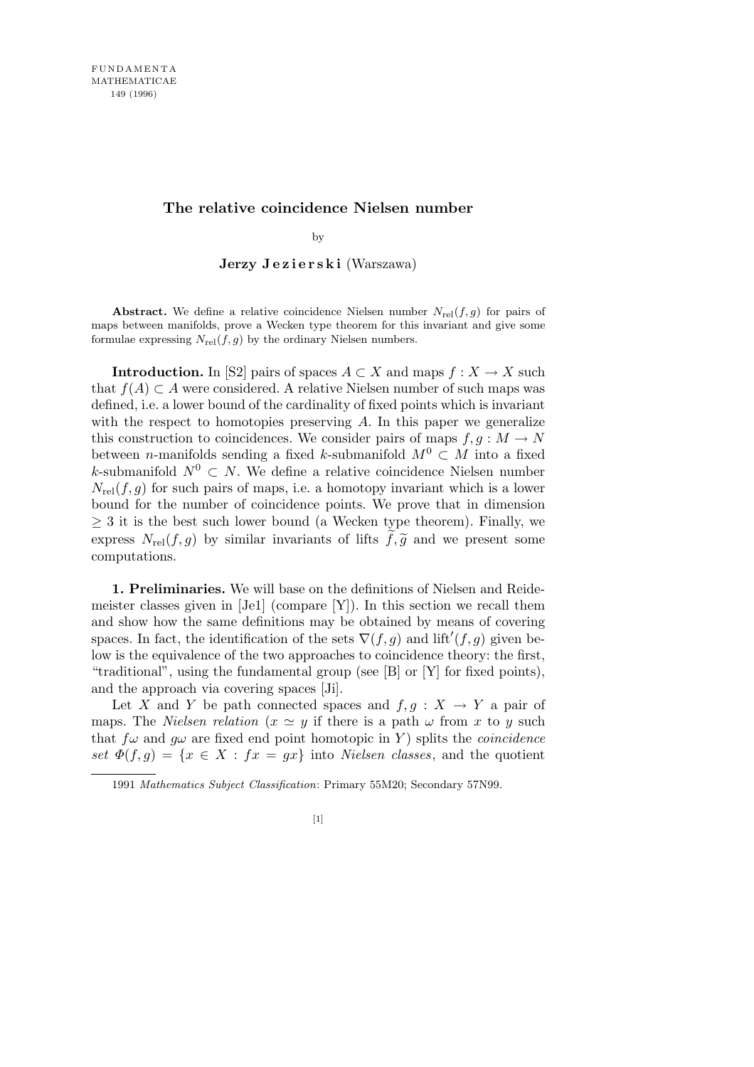# The relative coincidence Nielsen number

by

**Jerzy Jezierski** (Warszawa)

**Abstract.** We define a relative coincidence Nielsen number $N_{\mathrm{rel}}(f,g)$ for pairs of maps between manifolds, prove a Wecken type theorem for this invariant and give some formulae expressing $N_{\mathrm{rel}}(f,g)$ by the ordinary Nielsen numbers.

**Introduction.** In [S2] pairs of spaces $A \subset X$ and maps $f : X \to X$ such that $f(A) \subset A$ were considered. A relative Nielsen number of such maps was defined, i.e. a lower bound of the cardinality of fixed points which is invariant with the respect to homotopies preserving $A$. In this paper we generalize this construction to coincidences. We consider pairs of maps $f, g : M \to N$ between $n$-manifolds sending a fixed $k$-submanifold $M^0 \subset M$ into a fixed $k$-submanifold $N^0 \subset N$. We define a relative coincidence Nielsen number $N_{\mathrm{rel}}(f,g)$ for such pairs of maps, i.e. a homotopy invariant which is a lower bound for the number of coincidence points. We prove that in dimension $\geq 3$ it is the best such lower bound (a Wecken type theorem). Finally, we express $N_{\mathrm{rel}}(f,g)$ by similar invariants of lifts $\widetilde{f}, \widetilde{g}$ and we present some computations.

**1. Preliminaries.** We will base on the definitions of Nielsen and Reidemeister classes given in [Je1] (compare [Y]). In this section we recall them and show how the same definitions may be obtained by means of covering spaces. In fact, the identification of the sets $\nabla(f,g)$ and $\mathrm{lift}'(f,g)$ given below is the equivalence of the two approaches to coincidence theory: the first, "traditional", using the fundamental group (see [B] or [Y] for fixed points), and the approach via covering spaces [Ji].

Let $X$ and $Y$ be path connected spaces and $f, g : X \to Y$ a pair of maps. The *Nielsen relation* ($x \simeq y$ if there is a path $\omega$ from $x$ to $y$ such that $f\omega$ and $g\omega$ are fixed end point homotopic in $Y$) splits the *coincidence set* $\Phi(f,g) = \{x \in X : fx = gx\}$ into *Nielsen classes*, and the quotient

1991 *Mathematics Subject Classification*: Primary 55M20; Secondary 57N99.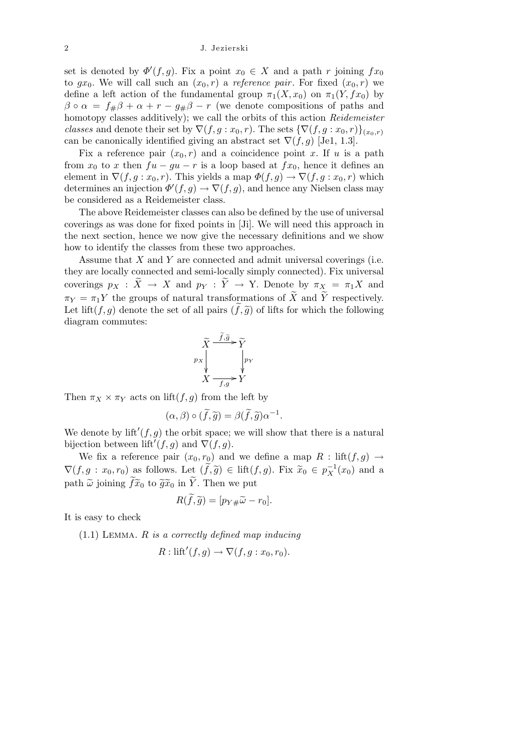set is denoted by $\Phi'(f,g)$. Fix a point $x_0 \in X$ and a path $r$ joining $fx_0$ to $gx_0$. We will call such an $(x_0, r)$ a *reference pair*. For fixed $(x_0, r)$ we define a left action of the fundamental group $\pi_1(X, x_0)$ on $\pi_1(Y, fx_0)$ by $\beta \circ \alpha = f_\# \beta + \alpha + r - g_\# \beta - r$ (we denote compositions of paths and homotopy classes additively); we call the orbits of this action *Reidemeister classes* and denote their set by $\nabla(f, g : x_0, r)$. The sets $\{\nabla(f, g : x_0, r)\}_{(x_0,r)}$ can be canonically identified giving an abstract set $\nabla(f, g)$ [Je1, 1.3].

Fix a reference pair $(x_0, r)$ and a coincidence point $x$. If $u$ is a path from $x_0$ to $x$ then $fu - gu - r$ is a loop based at $fx_0$, hence it defines an element in $\nabla(f, g : x_0, r)$. This yields a map $\Phi(f, g) \to \nabla(f, g : x_0, r)$ which determines an injection $\Phi'(f, g) \to \nabla(f, g)$, and hence any Nielsen class may be considered as a Reidemeister class.

The above Reidemeister classes can also be defined by the use of universal coverings as was done for fixed points in [Ji]. We will need this approach in the next section, hence we now give the necessary definitions and we show how to identify the classes from these two approaches.

Assume that $X$ and $Y$ are connected and admit universal coverings (i.e. they are locally connected and semi-locally simply connected). Fix universal coverings $p_X : \widetilde{X} \to X$ and $p_Y : \widetilde{Y} \to$ Y. Denote by $\pi_X = \pi_1 X$ and $\pi_Y = \pi_1 Y$ the groups of natural transformations of $\widetilde{X}$ and $\widetilde{Y}$ respectively. Let $\mathrm{lift}(f, g)$ denote the set of all pairs $(\widetilde{f}, \widetilde{g})$ of lifts for which the following diagram commutes:

$$\begin{array}{ccc} \widetilde{X} & \xrightarrow{\widetilde{f},\widetilde{g}} & \widetilde{Y} \\ {\scriptstyle p_X}\downarrow & & \downarrow{\scriptstyle p_Y} \\ X & \xrightarrow[f,g]{} & Y \end{array}$$

Then $\pi_X \times \pi_Y$ acts on $\mathrm{lift}(f, g)$ from the left by

$$(\alpha, \beta) \circ (\widetilde{f}, \widetilde{g}) = \beta(\widetilde{f}, \widetilde{g})\alpha^{-1}.$$

We denote by $\mathrm{lift}'(f, g)$ the orbit space; we will show that there is a natural bijection between $\mathrm{lift}'(f, g)$ and $\nabla(f, g)$.

We fix a reference pair $(x_0, r_0)$ and we define a map $R : \mathrm{lift}(f, g) \to \nabla(f, g : x_0, r_0)$ as follows. Let $(\widetilde{f}, \widetilde{g}) \in \mathrm{lift}(f, g)$. Fix $\widetilde{x}_0 \in p_X^{-1}(x_0)$ and a path $\widetilde{\omega}$ joining $\widetilde{f}\widetilde{x}_0$ to $\widetilde{g}\widetilde{x}_0$ in $\widetilde{Y}$. Then we put

$$R(\widetilde{f}, \widetilde{g}) = [p_{Y\#}\widetilde{\omega} - r_0].$$

It is easy to check

(1.1) Lemma. *$R$ is a correctly defined map inducing*

$$R : \mathrm{lift}'(f, g) \to \nabla(f, g : x_0, r_0).$$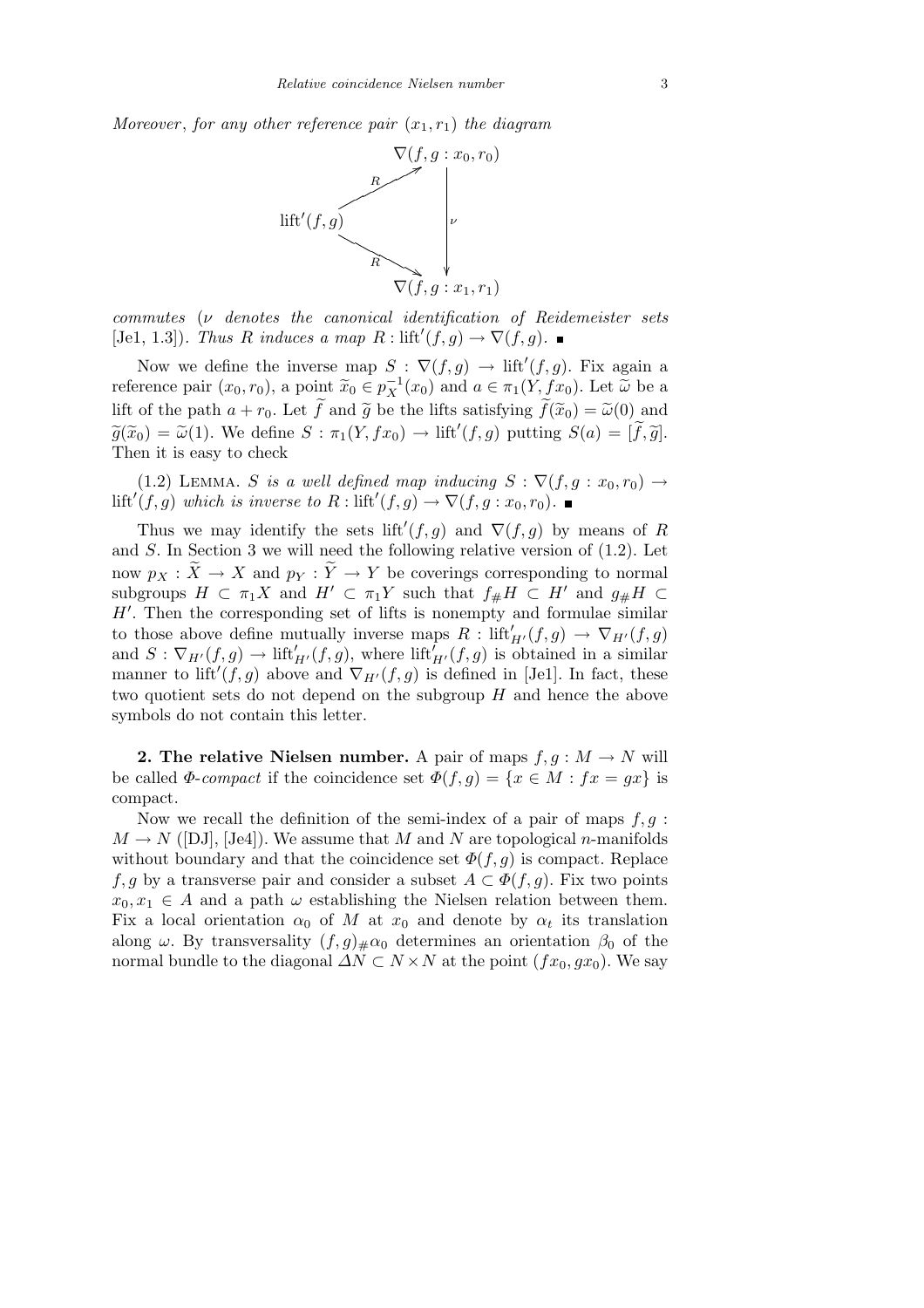*Moreover*, *for any other reference pair* $(x_1, r_1)$ *the diagram*

$$\begin{array}{ccc} & & \nabla(f,g:x_0,r_0) \\ & \overset{R}{\nearrow} & \\ \mathrm{lift}'(f,g) & & \Big\downarrow \nu \\ & \underset{R}{\searrow} & \\ & & \nabla(f,g:x_1,r_1) \end{array}$$

*commutes* ($\nu$ *denotes the canonical identification of Reidemeister sets* [Je1, 1.3]). *Thus* $R$ *induces a map* $R : \mathrm{lift}'(f,g) \to \nabla(f,g)$. ∎

Now we define the inverse map $S : \nabla(f,g) \to \mathrm{lift}'(f,g)$. Fix again a reference pair $(x_0, r_0)$, a point $\widetilde{x}_0 \in p_X^{-1}(x_0)$ and $a \in \pi_1(Y, fx_0)$. Let $\widetilde{\omega}$ be a lift of the path $a + r_0$. Let $\widetilde{f}$ and $\widetilde{g}$ be the lifts satisfying $\widetilde{f}(\widetilde{x}_0) = \widetilde{\omega}(0)$ and $\widetilde{g}(\widetilde{x}_0) = \widetilde{\omega}(1)$. We define $S : \pi_1(Y, fx_0) \to \mathrm{lift}'(f,g)$ putting $S(a) = [\widetilde{f}, \widetilde{g}]$. Then it is easy to check

(1.2) Lemma. *$S$ is a well defined map inducing $S : \nabla(f,g : x_0, r_0) \to \mathrm{lift}'(f,g)$ which is inverse to $R : \mathrm{lift}'(f,g) \to \nabla(f,g : x_0, r_0)$.* ∎

Thus we may identify the sets $\mathrm{lift}'(f,g)$ and $\nabla(f,g)$ by means of $R$ and $S$. In Section 3 we will need the following relative version of (1.2). Let now $p_X : \widetilde{X} \to X$ and $p_Y : \widetilde{Y} \to Y$ be coverings corresponding to normal subgroups $H \subset \pi_1 X$ and $H' \subset \pi_1 Y$ such that $f_\# H \subset H'$ and $g_\# H \subset H'$. Then the corresponding set of lifts is nonempty and formulae similar to those above define mutually inverse maps $R : \mathrm{lift}'_{H'}(f,g) \to \nabla_{H'}(f,g)$ and $S : \nabla_{H'}(f,g) \to \mathrm{lift}'_{H'}(f,g)$, where $\mathrm{lift}'_{H'}(f,g)$ is obtained in a similar manner to $\mathrm{lift}'(f,g)$ above and $\nabla_{H'}(f,g)$ is defined in [Je1]. In fact, these two quotient sets do not depend on the subgroup $H$ and hence the above symbols do not contain this letter.

## 2. The relative Nielsen number.

A pair of maps $f, g : M \to N$ will be called *$\Phi$-compact* if the coincidence set $\Phi(f,g) = \{x \in M : fx = gx\}$ is compact.

Now we recall the definition of the semi-index of a pair of maps $f, g : M \to N$ ([DJ], [Je4]). We assume that $M$ and $N$ are topological $n$-manifolds without boundary and that the coincidence set $\Phi(f,g)$ is compact. Replace $f, g$ by a transverse pair and consider a subset $A \subset \Phi(f,g)$. Fix two points $x_0, x_1 \in A$ and a path $\omega$ establishing the Nielsen relation between them. Fix a local orientation $\alpha_0$ of $M$ at $x_0$ and denote by $\alpha_t$ its translation along $\omega$. By transversality $(f,g)_\# \alpha_0$ determines an orientation $\beta_0$ of the normal bundle to the diagonal $\Delta N \subset N \times N$ at the point $(fx_0, gx_0)$. We say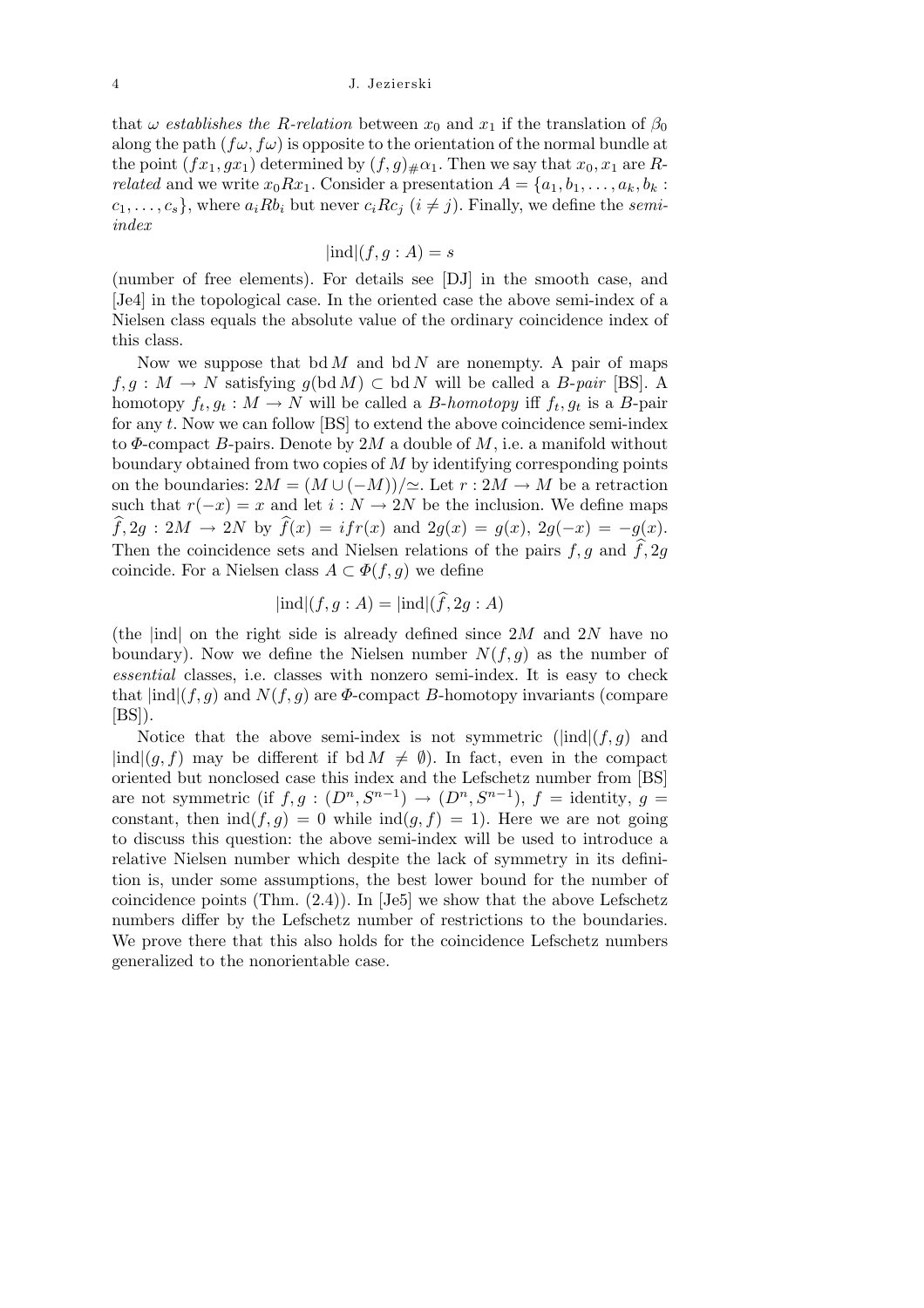that $\omega$ *establishes the* $R$*-relation* between $x_0$ and $x_1$ if the translation of $\beta_0$ along the path $(f\omega, f\omega)$ is opposite to the orientation of the normal bundle at the point $(fx_1, gx_1)$ determined by $(f,g)_\# \alpha_1$. Then we say that $x_0, x_1$ are $R$*-related* and we write $x_0 R x_1$. Consider a presentation $A = \{a_1, b_1, \ldots, a_k, b_k : c_1, \ldots, c_s\}$, where $a_i R b_i$ but never $c_i R c_j$ $(i \neq j)$. Finally, we define the *semi-index*

$$|\mathrm{ind}|(f, g : A) = s$$

(number of free elements). For details see [DJ] in the smooth case, and [Je4] in the topological case. In the oriented case the above semi-index of a Nielsen class equals the absolute value of the ordinary coincidence index of this class.

Now we suppose that $\mathrm{bd}\, M$ and $\mathrm{bd}\, N$ are nonempty. A pair of maps $f, g : M \to N$ satisfying $g(\mathrm{bd}\, M) \subset \mathrm{bd}\, N$ will be called a *B-pair* [BS]. A homotopy $f_t, g_t : M \to N$ will be called a *B-homotopy* iff $f_t, g_t$ is a $B$-pair for any $t$. Now we can follow [BS] to extend the above coincidence semi-index to $\Phi$-compact $B$-pairs. Denote by $2M$ a double of $M$, i.e. a manifold without boundary obtained from two copies of $M$ by identifying corresponding points on the boundaries: $2M = (M \cup (-M))/\!\simeq$. Let $r : 2M \to M$ be a retraction such that $r(-x) = x$ and let $i : N \to 2N$ be the inclusion. We define maps $\widehat{f}, 2g : 2M \to 2N$ by $\widehat{f}(x) = ifr(x)$ and $2g(x) = g(x)$, $2g(-x) = -g(x)$. Then the coincidence sets and Nielsen relations of the pairs $f, g$ and $\widehat{f}, 2g$ coincide. For a Nielsen class $A \subset \Phi(f,g)$ we define

$$|\mathrm{ind}|(f, g : A) = |\mathrm{ind}|(\widehat{f}, 2g : A)$$

(the $|\mathrm{ind}|$ on the right side is already defined since $2M$ and $2N$ have no boundary). Now we define the Nielsen number $N(f,g)$ as the number of *essential* classes, i.e. classes with nonzero semi-index. It is easy to check that $|\mathrm{ind}|(f,g)$ and $N(f,g)$ are $\Phi$-compact $B$-homotopy invariants (compare [BS]).

Notice that the above semi-index is not symmetric ($|\mathrm{ind}|(f,g)$ and $|\mathrm{ind}|(g,f)$ may be different if $\mathrm{bd}\, M \neq \emptyset$). In fact, even in the compact oriented but nonclosed case this index and the Lefschetz number from [BS] are not symmetric (if $f, g : (D^n, S^{n-1}) \to (D^n, S^{n-1})$, $f =$ identity, $g =$ constant, then $\mathrm{ind}(f,g) = 0$ while $\mathrm{ind}(g,f) = 1$). Here we are not going to discuss this question: the above semi-index will be used to introduce a relative Nielsen number which despite the lack of symmetry in its definition is, under some assumptions, the best lower bound for the number of coincidence points (Thm. (2.4)). In [Je5] we show that the above Lefschetz numbers differ by the Lefschetz number of restrictions to the boundaries. We prove there that this also holds for the coincidence Lefschetz numbers generalized to the nonorientable case.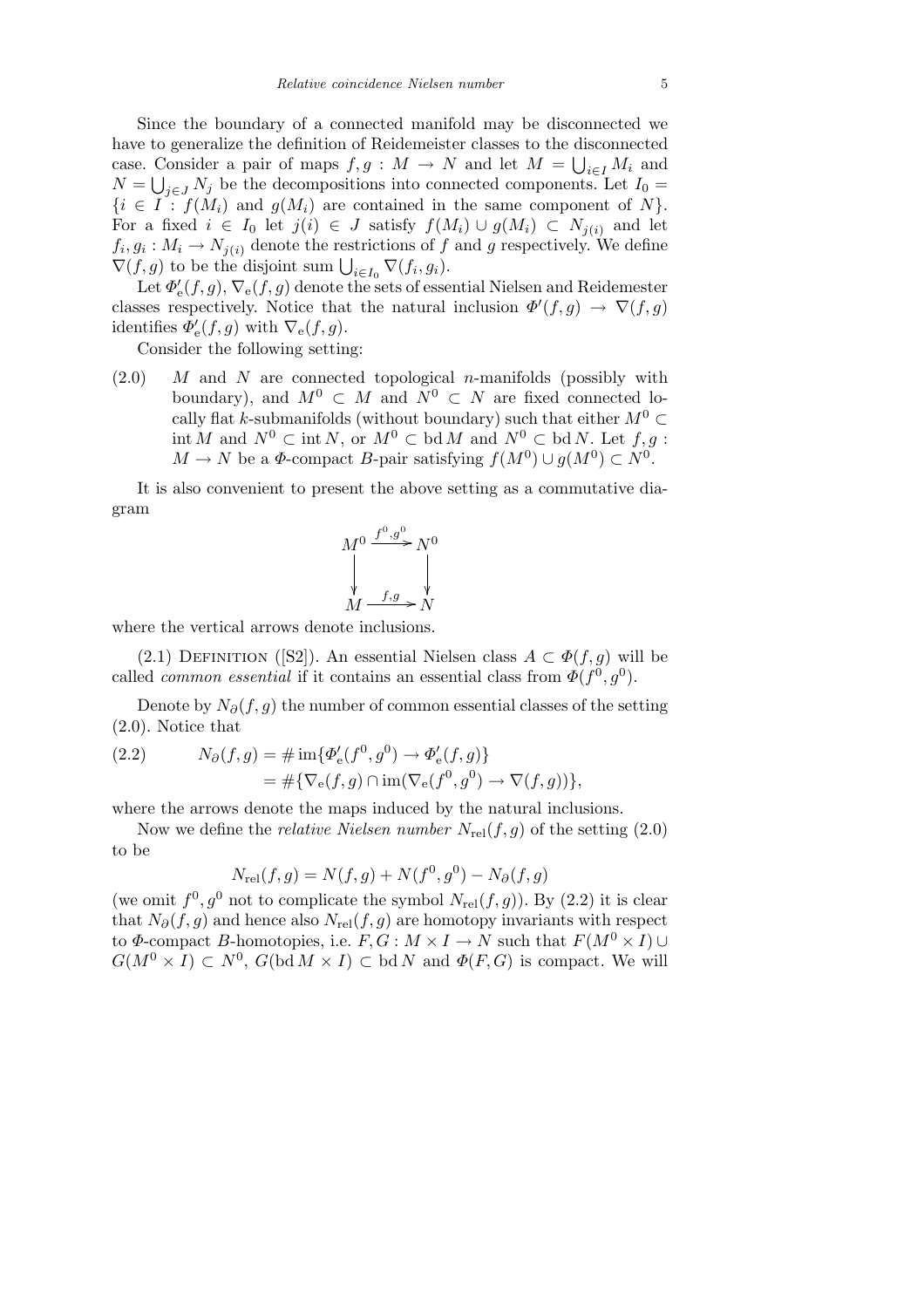Since the boundary of a connected manifold may be disconnected we have to generalize the definition of Reidemeister classes to the disconnected case. Consider a pair of maps $f, g : M \to N$ and let $M = \bigcup_{i \in I} M_i$ and $N = \bigcup_{j \in J} N_j$ be the decompositions into connected components. Let $I_0 = \{i \in I : f(M_i) \text{ and } g(M_i) \text{ are contained in the same component of } N\}$. For a fixed $i \in I_0$ let $j(i) \in J$ satisfy $f(M_i) \cup g(M_i) \subset N_{j(i)}$ and let $f_i, g_i : M_i \to N_{j(i)}$ denote the restrictions of $f$ and $g$ respectively. We define $\nabla(f, g)$ to be the disjoint sum $\bigcup_{i \in I_0} \nabla(f_i, g_i)$.

Let $\Phi'_{\mathrm{e}}(f, g)$, $\nabla_{\mathrm{e}}(f, g)$ denote the sets of essential Nielsen and Reidemester classes respectively. Notice that the natural inclusion $\Phi'(f, g) \to \nabla(f, g)$ identifies $\Phi'_{\mathrm{e}}(f, g)$ with $\nabla_{\mathrm{e}}(f, g)$.

Consider the following setting:

(2.0) $M$ and $N$ are connected topological $n$-manifolds (possibly with boundary), and $M^0 \subset M$ and $N^0 \subset N$ are fixed connected locally flat $k$-submanifolds (without boundary) such that either $M^0 \subset \operatorname{int} M$ and $N^0 \subset \operatorname{int} N$, or $M^0 \subset \operatorname{bd} M$ and $N^0 \subset \operatorname{bd} N$. Let $f, g : M \to N$ be a $\Phi$-compact $B$-pair satisfying $f(M^0) \cup g(M^0) \subset N^0$.

It is also convenient to present the above setting as a commutative diagram

$$\begin{array}{ccc} M^0 & \xrightarrow{f^0, g^0} & N^0 \\ \downarrow & & \downarrow \\ M & \xrightarrow{f, g} & N \end{array}$$

where the vertical arrows denote inclusions.

(2.1) Definition ([S2]). An essential Nielsen class $A \subset \Phi(f, g)$ will be called *common essential* if it contains an essential class from $\Phi(f^0, g^0)$.

Denote by $N_\partial(f, g)$ the number of common essential classes of the setting (2.0). Notice that

$$\begin{aligned} N_\partial(f, g) &= \# \operatorname{im}\{\Phi'_{\mathrm{e}}(f^0, g^0) \to \Phi'_{\mathrm{e}}(f, g)\} \\ &= \#\{\nabla_{\mathrm{e}}(f, g) \cap \operatorname{im}(\nabla_{\mathrm{e}}(f^0, g^0) \to \nabla(f, g))\}, \end{aligned} \tag{2.2}$$

where the arrows denote the maps induced by the natural inclusions.

Now we define the *relative Nielsen number* $N_{\mathrm{rel}}(f, g)$ of the setting (2.0) to be

$$N_{\mathrm{rel}}(f, g) = N(f, g) + N(f^0, g^0) - N_\partial(f, g)$$

(we omit $f^0, g^0$ not to complicate the symbol $N_{\mathrm{rel}}(f, g)$). By (2.2) it is clear that $N_\partial(f, g)$ and hence also $N_{\mathrm{rel}}(f, g)$ are homotopy invariants with respect to $\Phi$-compact $B$-homotopies, i.e. $F, G : M \times I \to N$ such that $F(M^0 \times I) \cup G(M^0 \times I) \subset N^0$, $G(\operatorname{bd} M \times I) \subset \operatorname{bd} N$ and $\Phi(F, G)$ is compact. We will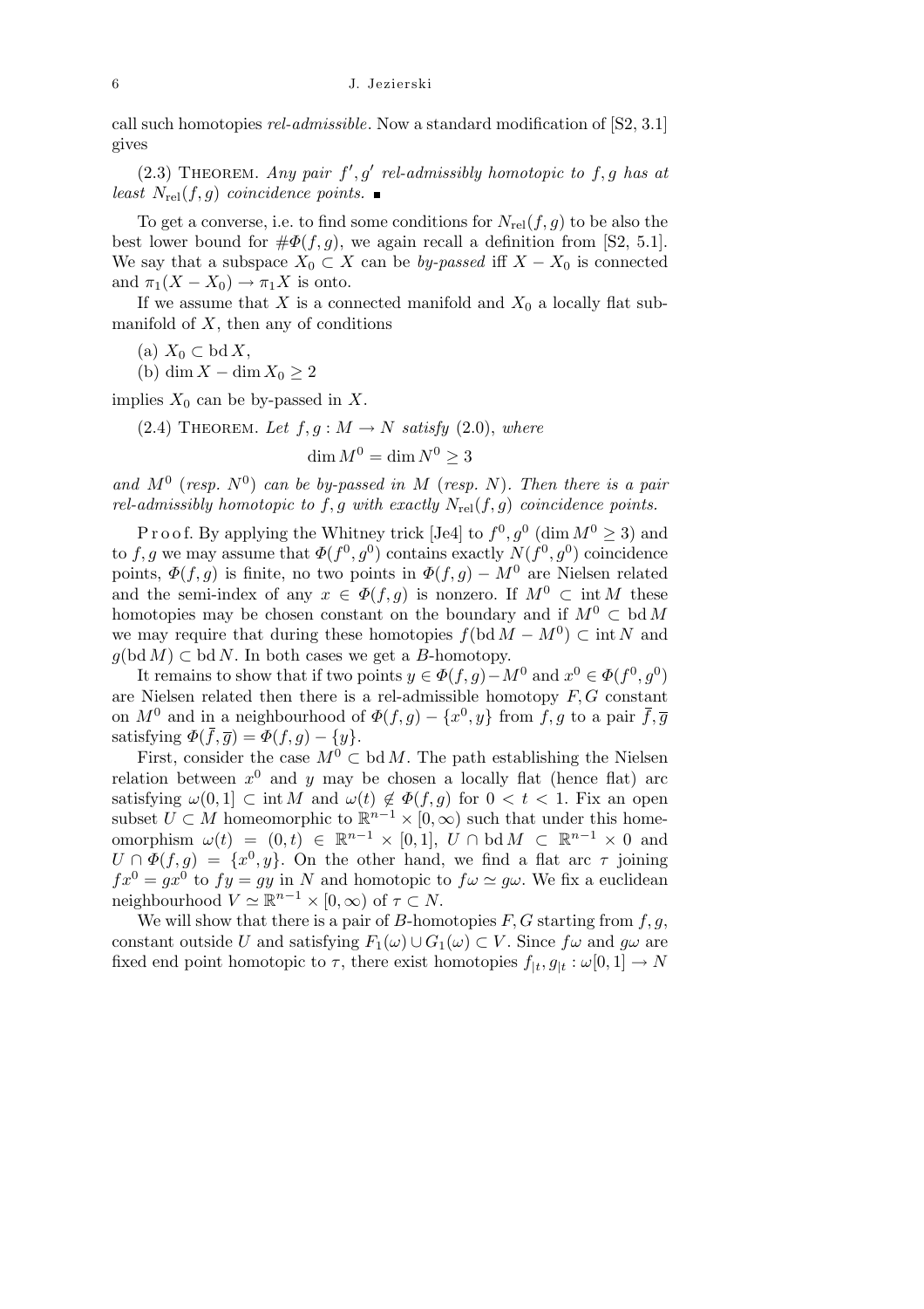call such homotopies *rel-admissible*. Now a standard modification of [S2, 3.1] gives

(2.3) Theorem. *Any pair $f', g'$ rel-admissibly homotopic to $f, g$ has at least $N_{\mathrm{rel}}(f,g)$ coincidence points.* ∎

To get a converse, i.e. to find some conditions for $N_{\mathrm{rel}}(f,g)$ to be also the best lower bound for $\#\Phi(f,g)$, we again recall a definition from [S2, 5.1]. We say that a subspace $X_0 \subset X$ can be *by-passed* iff $X - X_0$ is connected and $\pi_1(X - X_0) \to \pi_1 X$ is onto.

If we assume that $X$ is a connected manifold and $X_0$ a locally flat submanifold of $X$, then any of conditions

(a) $X_0 \subset \mathrm{bd}\, X$,

(b) $\dim X - \dim X_0 \geq 2$

implies $X_0$ can be by-passed in $X$.

(2.4) Theorem. *Let $f, g : M \to N$ satisfy* (2.0), *where*

$$\dim M^0 = \dim N^0 \geq 3$$

*and $M^0$ (resp. $N^0$) can be by-passed in $M$ (resp. $N$). Then there is a pair rel-admissibly homotopic to $f, g$ with exactly $N_{\mathrm{rel}}(f,g)$ coincidence points.*

Proof. By applying the Whitney trick [Je4] to $f^0, g^0$ ($\dim M^0 \geq 3$) and to $f, g$ we may assume that $\Phi(f^0, g^0)$ contains exactly $N(f^0, g^0)$ coincidence points, $\Phi(f,g)$ is finite, no two points in $\Phi(f,g) - M^0$ are Nielsen related and the semi-index of any $x \in \Phi(f,g)$ is nonzero. If $M^0 \subset \mathrm{int}\, M$ these homotopies may be chosen constant on the boundary and if $M^0 \subset \mathrm{bd}\, M$ we may require that during these homotopies $f(\mathrm{bd}\, M - M^0) \subset \mathrm{int}\, N$ and $g(\mathrm{bd}\, M) \subset \mathrm{bd}\, N$. In both cases we get a $B$-homotopy.

It remains to show that if two points $y \in \Phi(f,g) - M^0$ and $x^0 \in \Phi(f^0, g^0)$ are Nielsen related then there is a rel-admissible homotopy $F, G$ constant on $M^0$ and in a neighbourhood of $\Phi(f,g) - \{x^0, y\}$ from $f, g$ to a pair $\overline{f}, \overline{g}$ satisfying $\Phi(\overline{f}, \overline{g}) = \Phi(f,g) - \{y\}$.

First, consider the case $M^0 \subset \mathrm{bd}\, M$. The path establishing the Nielsen relation between $x^0$ and $y$ may be chosen a locally flat (hence flat) arc satisfying $\omega(0,1] \subset \mathrm{int}\, M$ and $\omega(t) \notin \Phi(f,g)$ for $0 < t < 1$. Fix an open subset $U \subset M$ homeomorphic to $\mathbb{R}^{n-1} \times [0, \infty)$ such that under this homeomorphism $\omega(t) = (0,t) \in \mathbb{R}^{n-1} \times [0,1]$, $U \cap \mathrm{bd}\, M \subset \mathbb{R}^{n-1} \times 0$ and $U \cap \Phi(f,g) = \{x^0, y\}$. On the other hand, we find a flat arc $\tau$ joining $fx^0 = gx^0$ to $fy = gy$ in $N$ and homotopic to $f\omega \simeq g\omega$. We fix a euclidean neighbourhood $V \simeq \mathbb{R}^{n-1} \times [0, \infty)$ of $\tau \subset N$.

We will show that there is a pair of $B$-homotopies $F, G$ starting from $f, g$, constant outside $U$ and satisfying $F_1(\omega) \cup G_1(\omega) \subset V$. Since $f\omega$ and $g\omega$ are fixed end point homotopic to $\tau$, there exist homotopies $f_{|t}, g_{|t} : \omega[0,1] \to N$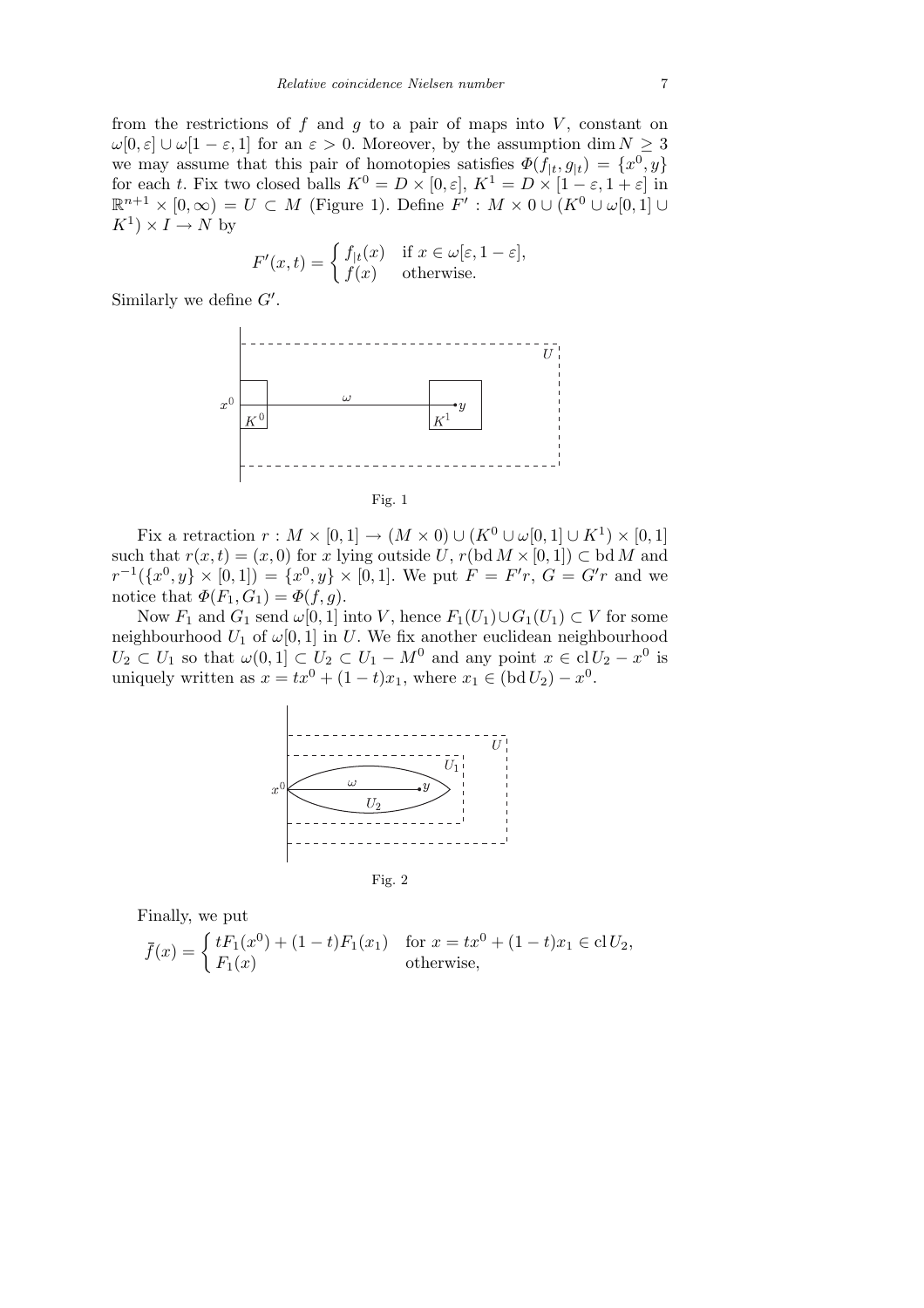from the restrictions of $f$ and $g$ to a pair of maps into $V$, constant on $\omega[0,\varepsilon] \cup \omega[1-\varepsilon, 1]$ for an $\varepsilon > 0$. Moreover, by the assumption $\dim N \geq 3$ we may assume that this pair of homotopies satisfies $\Phi(f_{|t}, g_{|t}) = \{x^0, y\}$ for each $t$. Fix two closed balls $K^0 = D \times [0,\varepsilon]$, $K^1 = D \times [1-\varepsilon, 1+\varepsilon]$ in $\mathbb{R}^{n+1} \times [0,\infty) = U \subset M$ (Figure 1). Define $F' : M \times 0 \cup (K^0 \cup \omega[0,1] \cup K^1) \times I \to N$ by

$$F'(x,t) = \begin{cases} f_{|t}(x) & \text{if } x \in \omega[\varepsilon, 1-\varepsilon], \\ f(x) & \text{otherwise.} \end{cases}$$

Similarly we define $G'$.

Fig. 1

Fix a retraction $r : M \times [0,1] \to (M \times 0) \cup (K^0 \cup \omega[0,1] \cup K^1) \times [0,1]$ such that $r(x,t) = (x,0)$ for $x$ lying outside $U$, $r(\operatorname{bd} M \times [0,1]) \subset \operatorname{bd} M$ and $r^{-1}(\{x^0, y\} \times [0,1]) = \{x^0, y\} \times [0,1]$. We put $F = F'r$, $G = G'r$ and we notice that $\Phi(F_1, G_1) = \Phi(f,g)$.

Now $F_1$ and $G_1$ send $\omega[0,1]$ into $V$, hence $F_1(U_1) \cup G_1(U_1) \subset V$ for some neighbourhood $U_1$ of $\omega[0,1]$ in $U$. We fix another euclidean neighbourhood $U_2 \subset U_1$ so that $\omega(0,1] \subset U_2 \subset U_1 - M^0$ and any point $x \in \operatorname{cl} U_2 - x^0$ is uniquely written as $x = tx^0 + (1-t)x_1$, where $x_1 \in (\operatorname{bd} U_2) - x^0$.

Fig. 2

Finally, we put

$$\bar{f}(x) = \begin{cases} tF_1(x^0) + (1-t)F_1(x_1) & \text{for } x = tx^0 + (1-t)x_1 \in \operatorname{cl} U_2, \\ F_1(x) & \text{otherwise,} \end{cases}$$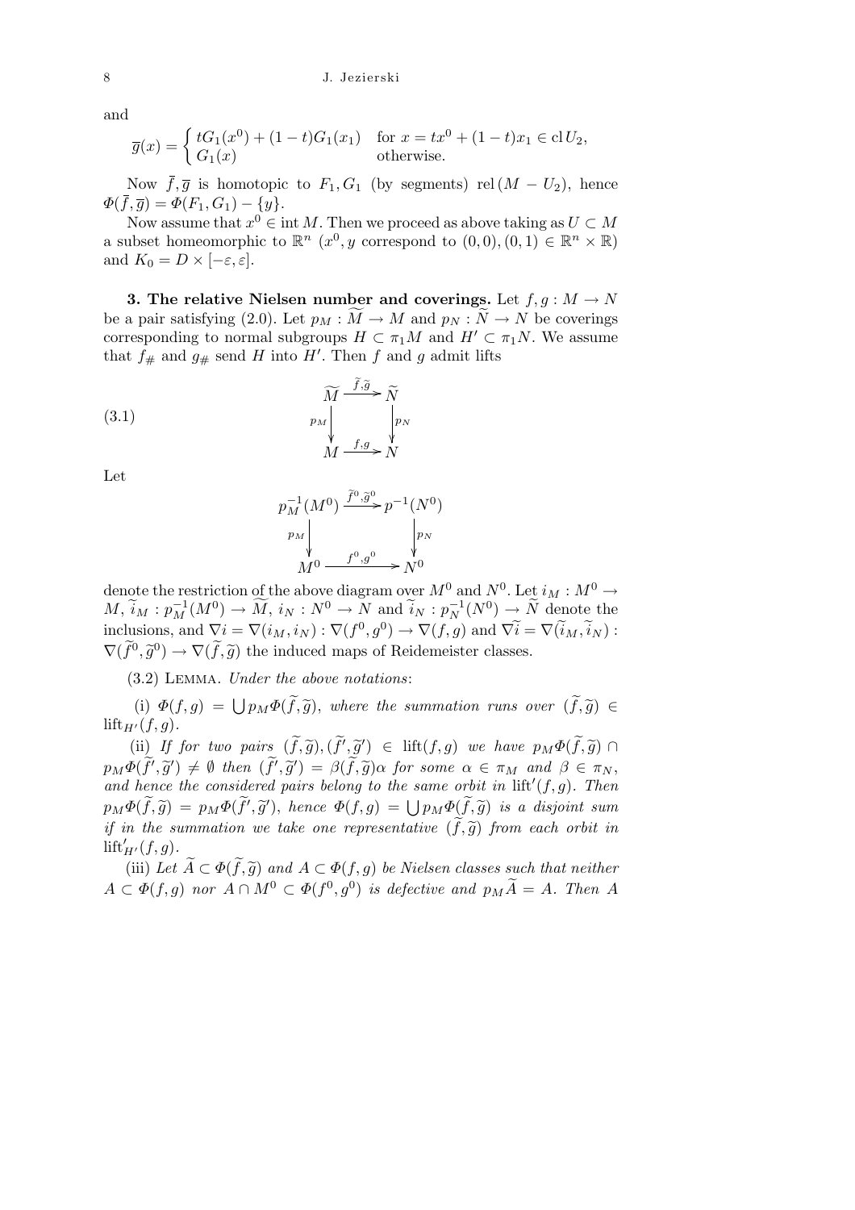and

$$\overline{g}(x) = \begin{cases} tG_1(x^0) + (1-t)G_1(x_1) & \text{for } x = tx^0 + (1-t)x_1 \in \operatorname{cl} U_2, \\ G_1(x) & \text{otherwise.} \end{cases}$$

Now $\overline{f}, \overline{g}$ is homotopic to $F_1, G_1$ (by segments) $\operatorname{rel}(M - U_2)$, hence $\Phi(\overline{f}, \overline{g}) = \Phi(F_1, G_1) - \{y\}$.

Now assume that $x^0 \in \operatorname{int} M$. Then we proceed as above taking as $U \subset M$ a subset homeomorphic to $\mathbb{R}^n$ ($x^0, y$ correspond to $(0,0), (0,1) \in \mathbb{R}^n \times \mathbb{R}$) and $K_0 = D \times [-\varepsilon, \varepsilon]$.

**3. The relative Nielsen number and coverings.** Let $f, g : M \to N$ be a pair satisfying (2.0). Let $p_M : \widetilde{M} \to M$ and $p_N : \widetilde{N} \to N$ be coverings corresponding to normal subgroups $H \subset \pi_1 M$ and $H' \subset \pi_1 N$. We assume that $f_\#$ and $g_\#$ send $H$ into $H'$. Then $f$ and $g$ admit lifts

$$\begin{array}{ccc} \widetilde{M} & \xrightarrow{\widetilde{f}, \widetilde{g}} & \widetilde{N} \\ {\scriptstyle p_M}\downarrow & & \downarrow{\scriptstyle p_N} \\ M & \xrightarrow{f, g} & N \end{array} \tag{3.1}$$

Let

$$\begin{array}{ccc} p_M^{-1}(M^0) & \xrightarrow{\widetilde{f}^0, \widetilde{g}^0} & p^{-1}(N^0) \\ {\scriptstyle p_M}\downarrow & & \downarrow{\scriptstyle p_N} \\ M^0 & \xrightarrow{f^0, g^0} & N^0 \end{array}$$

denote the restriction of the above diagram over $M^0$ and $N^0$. Let $i_M : M^0 \to M$, $\widetilde{i}_M : p_M^{-1}(M^0) \to \widetilde{M}$, $i_N : N^0 \to N$ and $\widetilde{i}_N : p_N^{-1}(N^0) \to \widetilde{N}$ denote the inclusions, and $\nabla i = \nabla(i_M, i_N) : \nabla(f^0, g^0) \to \nabla(f, g)$ and $\nabla \widetilde{i} = \nabla(\widetilde{i}_M, \widetilde{i}_N) : \nabla(\widetilde{f}^0, \widetilde{g}^0) \to \nabla(\widetilde{f}, \widetilde{g})$ the induced maps of Reidemeister classes.

(3.2) Lemma. *Under the above notations*:

(i) $\Phi(f, g) = \bigcup p_M \Phi(\widetilde{f}, \widetilde{g})$, *where the summation runs over* $(\widetilde{f}, \widetilde{g}) \in \operatorname{lift}_{H'}(f, g)$.

(ii) *If for two pairs* $(\widetilde{f}, \widetilde{g}), (\widetilde{f}', \widetilde{g}') \in \operatorname{lift}(f, g)$ *we have* $p_M \Phi(\widetilde{f}, \widetilde{g}) \cap p_M \Phi(\widetilde{f}', \widetilde{g}') \neq \emptyset$ *then* $(\widetilde{f}', \widetilde{g}') = \beta(\widetilde{f}, \widetilde{g})\alpha$ *for some* $\alpha \in \pi_M$ *and* $\beta \in \pi_N$, *and hence the considered pairs belong to the same orbit in* $\operatorname{lift}'(f, g)$. *Then* $p_M \Phi(\widetilde{f}, \widetilde{g}) = p_M \Phi(\widetilde{f}', \widetilde{g}')$, *hence* $\Phi(f, g) = \bigcup p_M \Phi(\widetilde{f}, \widetilde{g})$ *is a disjoint sum if in the summation we take one representative* $(\widetilde{f}, \widetilde{g})$ *from each orbit in* $\operatorname{lift}'_{H'}(f, g)$.

(iii) *Let* $\widetilde{A} \subset \Phi(\widetilde{f}, \widetilde{g})$ *and* $A \subset \Phi(f, g)$ *be Nielsen classes such that neither* $A \subset \Phi(f, g)$ *nor* $A \cap M^0 \subset \Phi(f^0, g^0)$ *is defective and* $p_M \widetilde{A} = A$. *Then* $A$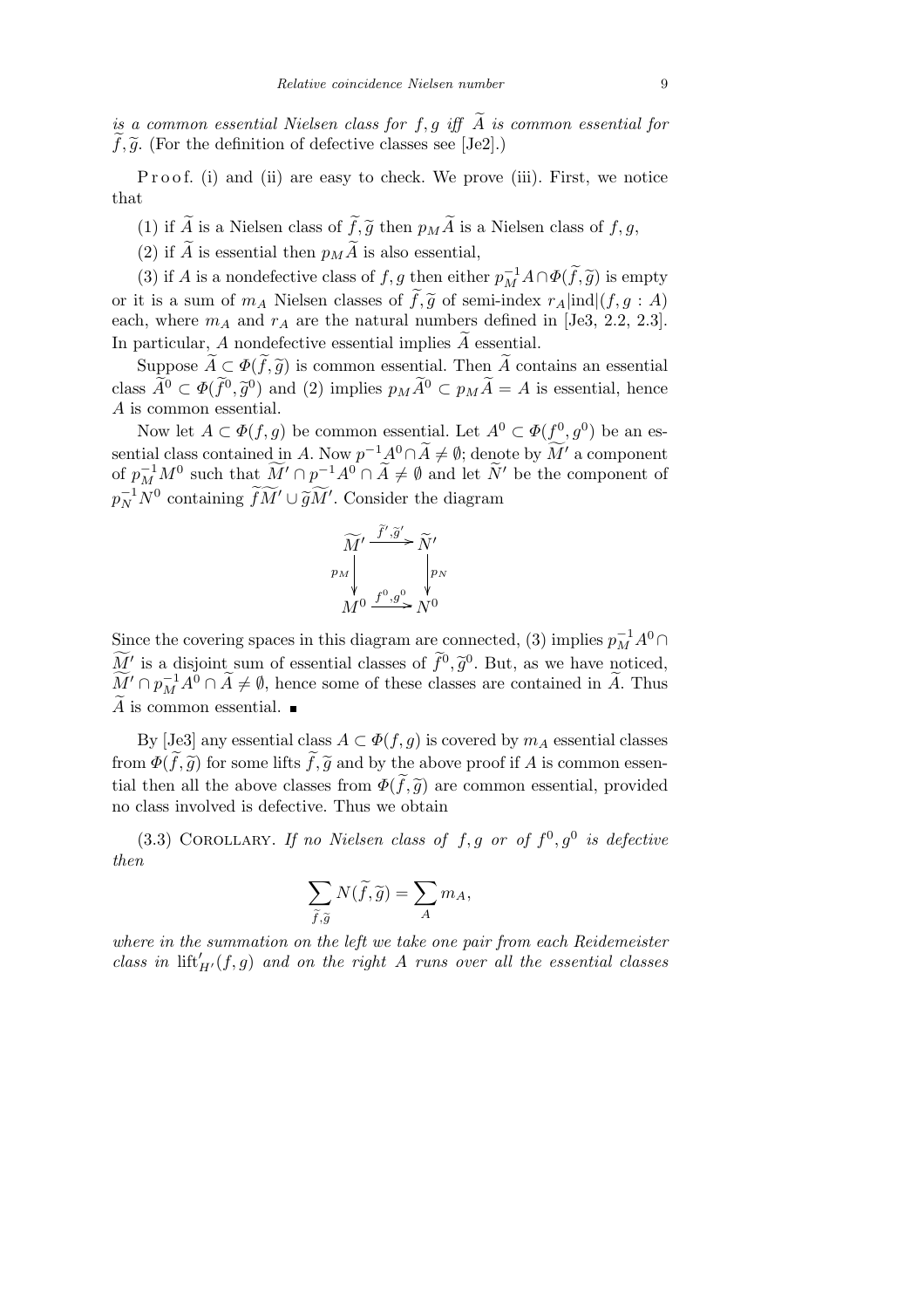*is a common essential Nielsen class for $f, g$ iff $\widetilde{A}$ is common essential for $\widetilde{f}, \widetilde{g}$.* (For the definition of defective classes see [Je2].)

Proof. (i) and (ii) are easy to check. We prove (iii). First, we notice that

(1) if $\widetilde{A}$ is a Nielsen class of $\widetilde{f}, \widetilde{g}$ then $p_M \widetilde{A}$ is a Nielsen class of $f, g$,

(2) if $\widetilde{A}$ is essential then $p_M \widetilde{A}$ is also essential,

(3) if $A$ is a nondefective class of $f, g$ then either $p_M^{-1} A \cap \Phi(\widetilde{f}, \widetilde{g})$ is empty or it is a sum of $m_A$ Nielsen classes of $\widetilde{f}, \widetilde{g}$ of semi-index $r_A|\mathrm{ind}|(f, g : A)$ each, where $m_A$ and $r_A$ are the natural numbers defined in [Je3, 2.2, 2.3]. In particular, $A$ nondefective essential implies $\widetilde{A}$ essential.

Suppose $\widetilde{A} \subset \Phi(\widetilde{f}, \widetilde{g})$ is common essential. Then $\widetilde{A}$ contains an essential class $\widetilde{A}^0 \subset \Phi(\widetilde{f}^0, \widetilde{g}^0)$ and (2) implies $p_M \widetilde{A}^0 \subset p_M \widetilde{A} = A$ is essential, hence $A$ is common essential.

Now let $A \subset \Phi(f, g)$ be common essential. Let $A^0 \subset \Phi(f^0, g^0)$ be an essential class contained in $A$. Now $p^{-1} A^0 \cap \widetilde{A} \neq \emptyset$; denote by $\widetilde{M}'$ a component of $p_M^{-1} M^0$ such that $\widetilde{M}' \cap p^{-1} A^0 \cap \widetilde{A} \neq \emptyset$ and let $\widetilde{N}'$ be the component of $p_N^{-1} N^0$ containing $\widetilde{f}\widetilde{M}' \cup \widetilde{g}\widetilde{M}'$. Consider the diagram

$$\begin{array}{ccc} \widetilde{M}' & \xrightarrow{\widetilde{f}', \widetilde{g}'} & \widetilde{N}' \\ \downarrow{\scriptstyle p_M} & & \downarrow{\scriptstyle p_N} \\ M^0 & \xrightarrow{f^0, g^0} & N^0 \end{array}$$

Since the covering spaces in this diagram are connected, (3) implies $p_M^{-1} A^0 \cap \widetilde{M}'$ is a disjoint sum of essential classes of $\widetilde{f}^0, \widetilde{g}^0$. But, as we have noticed, $\widetilde{M}' \cap p_M^{-1} A^0 \cap \widetilde{A} \neq \emptyset$, hence some of these classes are contained in $\widetilde{A}$. Thus $\widetilde{A}$ is common essential. ∎

By [Je3] any essential class $A \subset \Phi(f, g)$ is covered by $m_A$ essential classes from $\Phi(\widetilde{f}, \widetilde{g})$ for some lifts $\widetilde{f}, \widetilde{g}$ and by the above proof if $A$ is common essential then all the above classes from $\Phi(\widetilde{f}, \widetilde{g})$ are common essential, provided no class involved is defective. Thus we obtain

(3.3) Corollary. *If no Nielsen class of $f, g$ or of $f^0, g^0$ is defective then*

$$\sum_{\widetilde{f}, \widetilde{g}} N(\widetilde{f}, \widetilde{g}) = \sum_A m_A,$$

*where in the summation on the left we take one pair from each Reidemeister class in $\mathrm{lift}'_{H'}(f, g)$ and on the right $A$ runs over all the essential classes*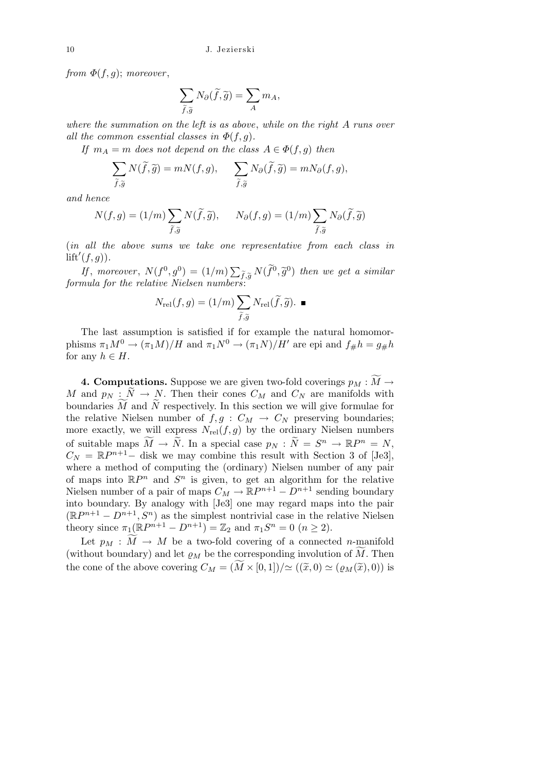*from* $\Phi(f,g)$; *moreover*,

$$\sum_{\widetilde f,\widetilde g} N_\partial(\widetilde f,\widetilde g)=\sum_A m_A,$$

*where the summation on the left is as above, while on the right* $A$ *runs over all the common essential classes in* $\Phi(f,g)$.

*If* $m_A=m$ *does not depend on the class* $A\in\Phi(f,g)$ *then*

$$\sum_{\widetilde f,\widetilde g} N(\widetilde f,\widetilde g)=mN(f,g),\qquad \sum_{\widetilde f,\widetilde g} N_\partial(\widetilde f,\widetilde g)=mN_\partial(f,g),$$

*and hence*

$$N(f,g)=(1/m)\sum_{\widetilde f,\widetilde g} N(\widetilde f,\widetilde g),\qquad N_\partial(f,g)=(1/m)\sum_{\widetilde f,\widetilde g} N_\partial(\widetilde f,\widetilde g)$$

(*in all the above sums we take one representative from each class in* $\mathrm{lift}'(f,g)$).

*If*, *moreover*, $N(f^0,g^0)=(1/m)\sum_{\widetilde f,\widetilde g}N(\widetilde f^0,\widetilde g^0)$ *then we get a similar formula for the relative Nielsen numbers*:

$$N_{\mathrm{rel}}(f,g)=(1/m)\sum_{\widetilde f,\widetilde g} N_{\mathrm{rel}}(\widetilde f,\widetilde g). \ ■$$

The last assumption is satisfied if for example the natural homomorphisms $\pi_1M^0\to(\pi_1M)/H$ and $\pi_1N^0\to(\pi_1N)/H'$ are epi and $f_\# h=g_\# h$ for any $h\in H$.

**4. Computations.** Suppose we are given two-fold coverings $p_M:\widetilde M\to M$ and $p_N:\widetilde N\to N$. Then their cones $C_M$ and $C_N$ are manifolds with boundaries $\widetilde M$ and $\widetilde N$ respectively. In this section we will give formulae for the relative Nielsen number of $f,g:C_M\to C_N$ preserving boundaries; more exactly, we will express $N_{\mathrm{rel}}(f,g)$ by the ordinary Nielsen numbers of suitable maps $\widetilde M\to\widetilde N$. In a special case $p_N:\widetilde N=S^n\to\mathbb{R}P^n=N$, $C_N=\mathbb{R}P^{n+1}-$ disk we may combine this result with Section 3 of [Je3], where a method of computing the (ordinary) Nielsen number of any pair of maps into $\mathbb{R}P^n$ and $S^n$ is given, to get an algorithm for the relative Nielsen number of a pair of maps $C_M\to\mathbb{R}P^{n+1}-D^{n+1}$ sending boundary into boundary. By analogy with [Je3] one may regard maps into the pair $(\mathbb{R}P^{n+1}-D^{n+1},S^n)$ as the simplest nontrivial case in the relative Nielsen theory since $\pi_1(\mathbb{R}P^{n+1}-D^{n+1})=\mathbb{Z}_2$ and $\pi_1S^n=0$ $(n\ge 2)$.

Let $p_M:\widetilde M\to M$ be a two-fold covering of a connected $n$-manifold (without boundary) and let $\varrho_M$ be the corresponding involution of $\widetilde M$. Then the cone of the above covering $C_M=(\widetilde M\times[0,1])/\simeq((\widetilde x,0)\simeq(\varrho_M(\widetilde x),0))$ is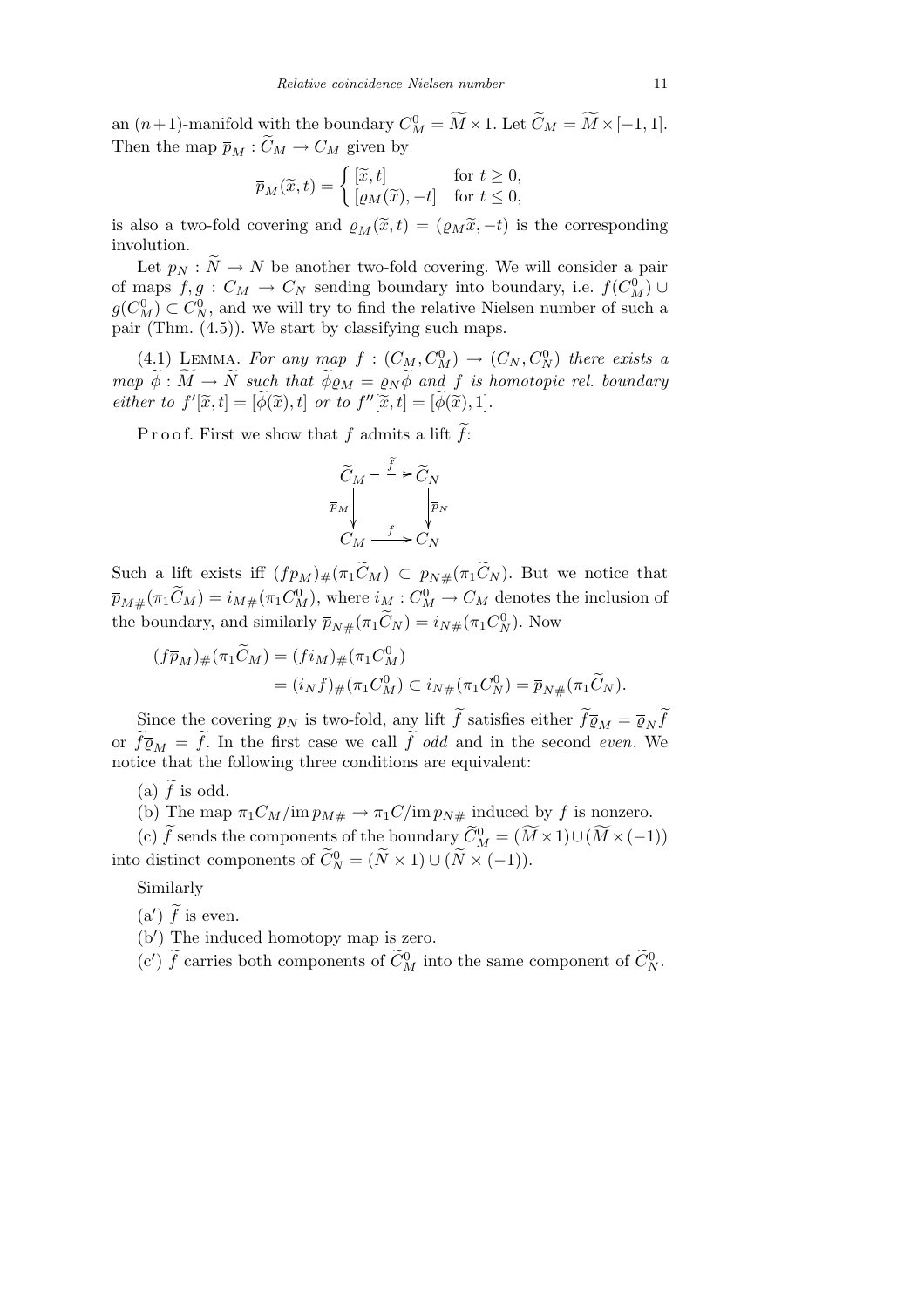an $(n+1)$-manifold with the boundary $C_M^0 = \widetilde{M} \times 1$. Let $\widetilde{C}_M = \widetilde{M} \times [-1,1]$. Then the map $\overline{p}_M : \widetilde{C}_M \to C_M$ given by

$$\overline{p}_M(\widetilde{x}, t) = \begin{cases} [\widetilde{x}, t] & \text{for } t \geq 0, \\ [\varrho_M(\widetilde{x}), -t] & \text{for } t \leq 0, \end{cases}$$

is also a two-fold covering and $\overline{\varrho}_M(\widetilde{x}, t) = (\varrho_M \widetilde{x}, -t)$ is the corresponding involution.

Let $p_N : \widetilde{N} \to N$ be another two-fold covering. We will consider a pair of maps $f, g : C_M \to C_N$ sending boundary into boundary, i.e. $f(C_M^0) \cup g(C_M^0) \subset C_N^0$, and we will try to find the relative Nielsen number of such a pair (Thm. (4.5)). We start by classifying such maps.

(4.1) Lemma. *For any map $f : (C_M, C_M^0) \to (C_N, C_N^0)$ there exists a map $\widetilde{\phi} : \widetilde{M} \to \widetilde{N}$ such that $\widetilde{\phi}\varrho_M = \varrho_N \widetilde{\phi}$ and $f$ is homotopic rel. boundary either to $f'[\widetilde{x}, t] = [\widetilde{\phi}(\widetilde{x}), t]$ or to $f''[\widetilde{x}, t] = [\widetilde{\phi}(\widetilde{x}), 1]$.*

Proof. First we show that $f$ admits a lift $\widetilde{f}$:

$$\begin{array}{ccc} \widetilde{C}_M & \overset{\widetilde{f}}{\dashrightarrow} & \widetilde{C}_N \\ {\scriptstyle \overline{p}_M}\downarrow & & \downarrow{\scriptstyle \overline{p}_N} \\ C_M & \xrightarrow{f} & C_N \end{array}$$

Such a lift exists iff $(f\overline{p}_M)_\#(\pi_1 \widetilde{C}_M) \subset \overline{p}_{N\#}(\pi_1 \widetilde{C}_N)$. But we notice that $\overline{p}_{M\#}(\pi_1 \widetilde{C}_M) = i_{M\#}(\pi_1 C_M^0)$, where $i_M : C_M^0 \to C_M$ denotes the inclusion of the boundary, and similarly $\overline{p}_{N\#}(\pi_1 \widetilde{C}_N) = i_{N\#}(\pi_1 C_N^0)$. Now

$$\begin{aligned} (f\overline{p}_M)_\#(\pi_1 \widetilde{C}_M) &= (f i_M)_\#(\pi_1 C_M^0) \\ &= (i_N f)_\#(\pi_1 C_M^0) \subset i_{N\#}(\pi_1 C_N^0) = \overline{p}_{N\#}(\pi_1 \widetilde{C}_N). \end{aligned}$$

Since the covering $p_N$ is two-fold, any lift $\widetilde{f}$ satisfies either $\widetilde{f}\overline{\varrho}_M = \overline{\varrho}_N \widetilde{f}$ or $\widetilde{f}\overline{\varrho}_M = \widetilde{f}$. In the first case we call $\widetilde{f}$ *odd* and in the second *even*. We notice that the following three conditions are equivalent:

(a) $\widetilde{f}$ is odd.

(b) The map $\pi_1 C_M / \operatorname{im} p_{M\#} \to \pi_1 C / \operatorname{im} p_{N\#}$ induced by $f$ is nonzero.

(c) $\widetilde{f}$ sends the components of the boundary $\widetilde{C}_M^0 = (\widetilde{M} \times 1) \cup (\widetilde{M} \times (-1))$ into distinct components of $\widetilde{C}_N^0 = (\widetilde{N} \times 1) \cup (\widetilde{N} \times (-1))$.

Similarly

(a′) $\widetilde{f}$ is even.

(b′) The induced homotopy map is zero.

(c′) $\widetilde{f}$ carries both components of $\widetilde{C}_M^0$ into the same component of $\widetilde{C}_N^0$.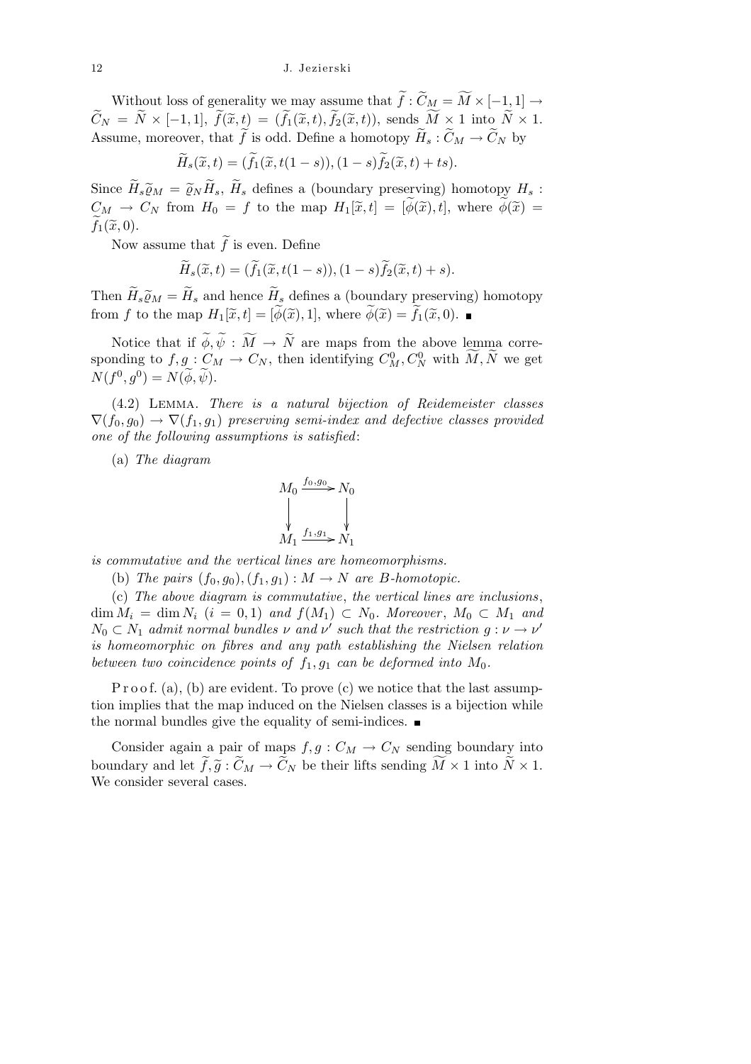Without loss of generality we may assume that $\widetilde{f} : \widetilde{C}_M = \widetilde{M} \times [-1,1] \to \widetilde{C}_N = \widetilde{N} \times [-1,1]$, $\widetilde{f}(\widetilde{x},t) = (\widetilde{f}_1(\widetilde{x},t), \widetilde{f}_2(\widetilde{x},t))$, sends $\widetilde{M} \times 1$ into $\widetilde{N} \times 1$. Assume, moreover, that $\widetilde{f}$ is odd. Define a homotopy $\widetilde{H}_s : \widetilde{C}_M \to \widetilde{C}_N$ by

$$\widetilde{H}_s(\widetilde{x},t) = (\widetilde{f}_1(\widetilde{x}, t(1-s)), (1-s)\widetilde{f}_2(\widetilde{x},t) + ts).$$

Since $\widetilde{H}_s \widetilde{\varrho}_M = \widetilde{\varrho}_N \widetilde{H}_s$, $\widetilde{H}_s$ defines a (boundary preserving) homotopy $H_s : C_M \to C_N$ from $H_0 = f$ to the map $H_1[\widetilde{x},t] = [\widetilde{\phi}(\widetilde{x}), t]$, where $\widetilde{\phi}(\widetilde{x}) = \widetilde{f}_1(\widetilde{x},0)$.

Now assume that $\widetilde{f}$ is even. Define

$$\widetilde{H}_s(\widetilde{x},t) = (\widetilde{f}_1(\widetilde{x}, t(1-s)), (1-s)\widetilde{f}_2(\widetilde{x},t) + s).$$

Then $\widetilde{H}_s \widetilde{\varrho}_M = \widetilde{H}_s$ and hence $\widetilde{H}_s$ defines a (boundary preserving) homotopy from $f$ to the map $H_1[\widetilde{x},t] = [\widetilde{\phi}(\widetilde{x}), 1]$, where $\widetilde{\phi}(\widetilde{x}) = \widetilde{f}_1(\widetilde{x},0)$. ∎

Notice that if $\widetilde{\phi}, \widetilde{\psi} : \widetilde{M} \to \widetilde{N}$ are maps from the above lemma corresponding to $f, g : C_M \to C_N$, then identifying $C_M^0, C_N^0$ with $\widetilde{M}, \widetilde{N}$ we get $N(f^0, g^0) = N(\widetilde{\phi}, \widetilde{\psi})$.

(4.2) Lemma. *There is a natural bijection of Reidemeister classes $\nabla(f_0, g_0) \to \nabla(f_1, g_1)$ preserving semi-index and defective classes provided one of the following assumptions is satisfied*:

(a) *The diagram*

$$\begin{array}{ccc} M_0 & \xrightarrow{f_0, g_0} & N_0 \\ \downarrow & & \downarrow \\ M_1 & \xrightarrow{f_1, g_1} & N_1 \end{array}$$

*is commutative and the vertical lines are homeomorphisms.*

(b) *The pairs $(f_0, g_0), (f_1, g_1) : M \to N$ are $B$-homotopic.*

(c) *The above diagram is commutative*, *the vertical lines are inclusions*, $\dim M_i = \dim N_i$ $(i = 0,1)$ *and $f(M_1) \subset N_0$. Moreover*, *$M_0 \subset M_1$ and $N_0 \subset N_1$ admit normal bundles $\nu$ and $\nu'$ such that the restriction $g : \nu \to \nu'$ is homeomorphic on fibres and any path establishing the Nielsen relation between two coincidence points of $f_1, g_1$ can be deformed into $M_0$.*

Proof. (a), (b) are evident. To prove (c) we notice that the last assumption implies that the map induced on the Nielsen classes is a bijection while the normal bundles give the equality of semi-indices. ∎

Consider again a pair of maps $f, g : C_M \to C_N$ sending boundary into boundary and let $\widetilde{f}, \widetilde{g} : \widetilde{C}_M \to \widetilde{C}_N$ be their lifts sending $\widetilde{M} \times 1$ into $\widetilde{N} \times 1$. We consider several cases.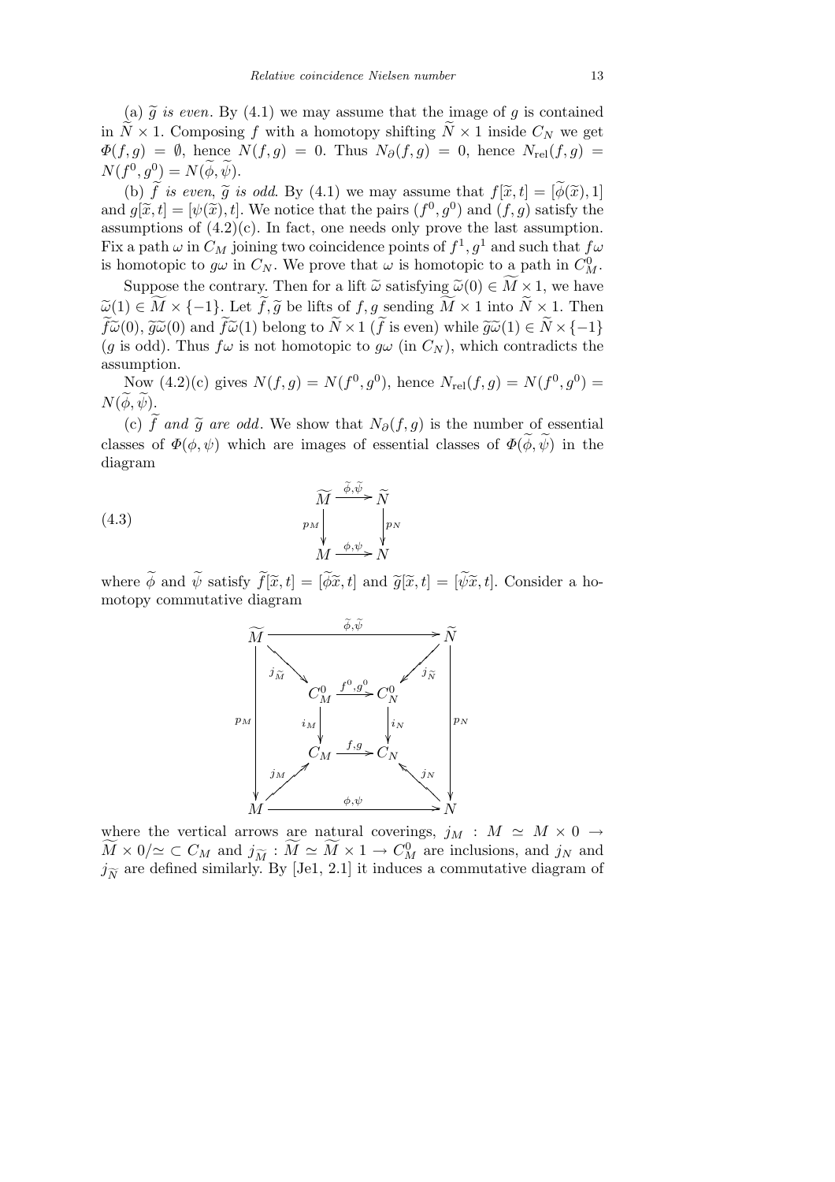(a) $\widetilde{g}$ *is even*. By (4.1) we may assume that the image of $g$ is contained in $\widetilde{N}\times 1$. Composing $f$ with a homotopy shifting $\widetilde{N}\times 1$ inside $C_N$ we get $\Phi(f,g)=\emptyset$, hence $N(f,g)=0$. Thus $N_\partial(f,g)=0$, hence $N_{\mathrm{rel}}(f,g)=N(f^0,g^0)=N(\widetilde{\phi},\widetilde{\psi})$.

(b) $\widetilde{f}$ *is even*, $\widetilde{g}$ *is odd*. By (4.1) we may assume that $f[\widetilde{x},t]=[\widetilde{\phi}(\widetilde{x}),1]$ and $g[\widetilde{x},t]=[\psi(\widetilde{x}),t]$. We notice that the pairs $(f^0,g^0)$ and $(f,g)$ satisfy the assumptions of (4.2)(c). In fact, one needs only prove the last assumption. Fix a path $\omega$ in $C_M$ joining two coincidence points of $f^1,g^1$ and such that $f\omega$ is homotopic to $g\omega$ in $C_N$. We prove that $\omega$ is homotopic to a path in $C^0_M$.

Suppose the contrary. Then for a lift $\widetilde{\omega}$ satisfying $\widetilde{\omega}(0)\in\widetilde{M}\times 1$, we have $\widetilde{\omega}(1)\in\widetilde{M}\times\{-1\}$. Let $\widetilde{f},\widetilde{g}$ be lifts of $f,g$ sending $\widetilde{M}\times 1$ into $\widetilde{N}\times 1$. Then $\widetilde{f}\widetilde{\omega}(0)$, $\widetilde{g}\widetilde{\omega}(0)$ and $\widetilde{f}\widetilde{\omega}(1)$ belong to $\widetilde{N}\times 1$ ($\widetilde{f}$ is even) while $\widetilde{g}\widetilde{\omega}(1)\in\widetilde{N}\times\{-1\}$ ($g$ is odd). Thus $f\omega$ is not homotopic to $g\omega$ (in $C_N$), which contradicts the assumption.

Now (4.2)(c) gives $N(f,g)=N(f^0,g^0)$, hence $N_{\mathrm{rel}}(f,g)=N(f^0,g^0)=N(\widetilde{\phi},\widetilde{\psi})$.

(c) $\widetilde{f}$ *and* $\widetilde{g}$ *are odd*. We show that $N_\partial(f,g)$ is the number of essential classes of $\Phi(\phi,\psi)$ which are images of essential classes of $\Phi(\widetilde{\phi},\widetilde{\psi})$ in the diagram

$$
\begin{array}{ccc}
\widetilde{M} & \xrightarrow{\widetilde{\phi},\widetilde{\psi}} & \widetilde{N} \\
{\scriptstyle p_M}\downarrow & & \downarrow{\scriptstyle p_N} \\
M & \xrightarrow{\phi,\psi} & N
\end{array}
\tag{4.3}
$$

where $\widetilde{\phi}$ and $\widetilde{\psi}$ satisfy $\widetilde{f}[\widetilde{x},t]=[\widetilde{\phi}\widetilde{x},t]$ and $\widetilde{g}[\widetilde{x},t]=[\widetilde{\psi}\widetilde{x},t]$. Consider a homotopy commutative diagram

$$
\begin{array}{ccccccc}
\widetilde{M} & & & \xrightarrow{\widetilde{\phi},\widetilde{\psi}} & & & \widetilde{N} \\
 & \searrow^{j_{\widetilde{M}}} & & & & \swarrow^{j_{\widetilde{N}}} & \\
{\scriptstyle p_M}\Big\downarrow & & C^0_M & \xrightarrow{f^0,g^0} & C^0_N & & \Big\downarrow{\scriptstyle p_N} \\
 & & {\scriptstyle i_M}\downarrow & & \downarrow{\scriptstyle i_N} & & \\
 & & C_M & \xrightarrow{f,g} & C_N & & \\
 & \nearrow_{j_M} & & & & \nwarrow_{j_N} & \\
M & & & \xrightarrow{\phi,\psi} & & & N
\end{array}
$$

where the vertical arrows are natural coverings, $j_M: M\simeq M\times 0\to \widetilde{M}\times 0/\!\simeq\,\subset C_M$ and $j_{\widetilde{M}}:\widetilde{M}\simeq\widetilde{M}\times 1\to C^0_M$ are inclusions, and $j_N$ and $j_{\widetilde{N}}$ are defined similarly. By [Je1, 2.1] it induces a commutative diagram of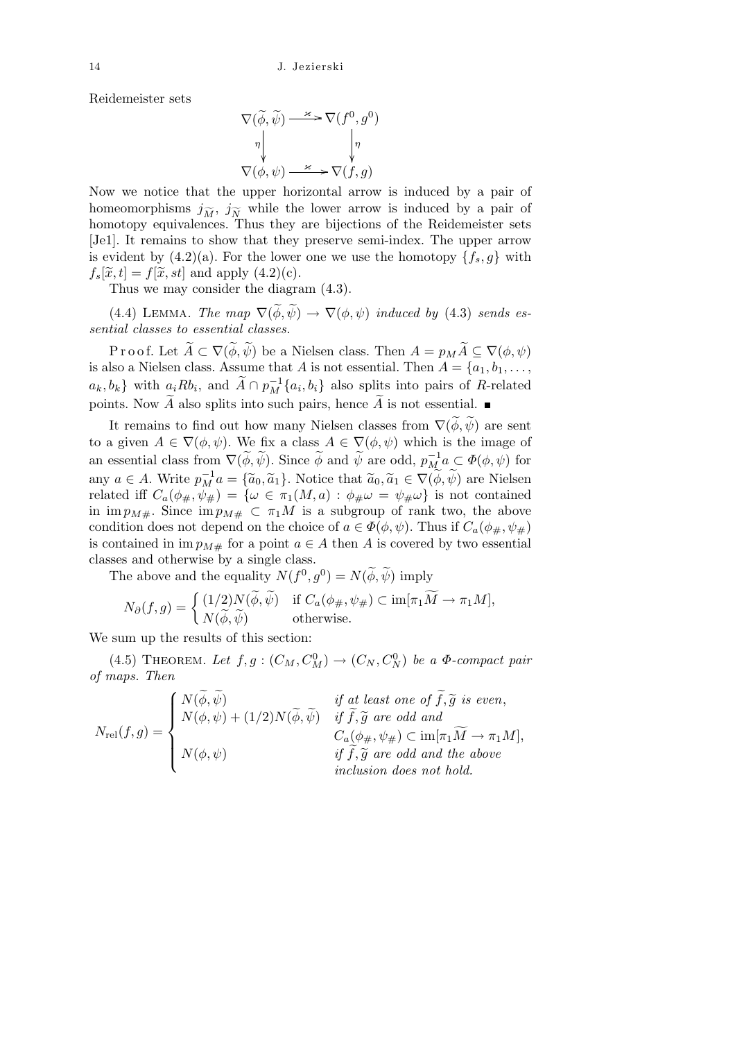Reidemeister sets

$$\begin{array}{ccc} \nabla(\widetilde{\phi},\widetilde{\psi}) & \xrightarrow{\varkappa} & \nabla(f^0,g^0) \\ \downarrow{\scriptstyle\eta} & & \downarrow{\scriptstyle\eta} \\ \nabla(\phi,\psi) & \xrightarrow{\varkappa} & \nabla(f,g) \end{array}$$

Now we notice that the upper horizontal arrow is induced by a pair of homeomorphisms $j_{\widetilde{M}}$, $j_{\widetilde{N}}$ while the lower arrow is induced by a pair of homotopy equivalences. Thus they are bijections of the Reidemeister sets [Je1]. It remains to show that they preserve semi-index. The upper arrow is evident by (4.2)(a). For the lower one we use the homotopy $\{f_s, g\}$ with $f_s[\widetilde{x}, t] = f[\widetilde{x}, st]$ and apply (4.2)(c).

Thus we may consider the diagram (4.3).

(4.4) Lemma. *The map* $\nabla(\widetilde{\phi},\widetilde{\psi}) \to \nabla(\phi,\psi)$ *induced by* (4.3) *sends essential classes to essential classes.*

Proof. Let $\widetilde{A} \subset \nabla(\widetilde{\phi},\widetilde{\psi})$ be a Nielsen class. Then $A = p_M\widetilde{A} \subseteq \nabla(\phi,\psi)$ is also a Nielsen class. Assume that $A$ is not essential. Then $A = \{a_1, b_1, \ldots, a_k, b_k\}$ with $a_i R b_i$, and $\widetilde{A} \cap p_M^{-1}\{a_i, b_i\}$ also splits into pairs of $R$-related points. Now $\widetilde{A}$ also splits into such pairs, hence $\widetilde{A}$ is not essential. ∎

It remains to find out how many Nielsen classes from $\nabla(\widetilde{\phi},\widetilde{\psi})$ are sent to a given $A \in \nabla(\phi,\psi)$. We fix a class $A \in \nabla(\phi,\psi)$ which is the image of an essential class from $\nabla(\widetilde{\phi},\widetilde{\psi})$. Since $\widetilde{\phi}$ and $\widetilde{\psi}$ are odd, $p_M^{-1}a \subset \Phi(\phi,\psi)$ for any $a \in A$. Write $p_M^{-1}a = \{\widetilde{a}_0, \widetilde{a}_1\}$. Notice that $\widetilde{a}_0, \widetilde{a}_1 \in \nabla(\widetilde{\phi},\widetilde{\psi})$ are Nielsen related iff $C_a(\phi_\#, \psi_\#) = \{\omega \in \pi_1(M,a) : \phi_\#\omega = \psi_\#\omega\}$ is not contained in $\operatorname{im} p_{M\#}$. Since $\operatorname{im} p_{M\#} \subset \pi_1 M$ is a subgroup of rank two, the above condition does not depend on the choice of $a \in \Phi(\phi,\psi)$. Thus if $C_a(\phi_\#, \psi_\#)$ is contained in $\operatorname{im} p_{M\#}$ for a point $a \in A$ then $A$ is covered by two essential classes and otherwise by a single class.

The above and the equality $N(f^0, g^0) = N(\widetilde{\phi},\widetilde{\psi})$ imply

$$N_\partial(f,g) = \begin{cases} (1/2)N(\widetilde{\phi},\widetilde{\psi}) & \text{if } C_a(\phi_\#,\psi_\#) \subset \operatorname{im}[\pi_1\widetilde{M} \to \pi_1 M], \\ N(\widetilde{\phi},\widetilde{\psi}) & \text{otherwise.} \end{cases}$$

We sum up the results of this section:

(4.5) Theorem. *Let* $f, g : (C_M, C_M^0) \to (C_N, C_N^0)$ *be a* $\Phi$*-compact pair of maps. Then*

$$N_{\text{rel}}(f,g) = \begin{cases} N(\widetilde{\phi},\widetilde{\psi}) & \textit{if at least one of } \widetilde{f},\widetilde{g} \textit{ is even,} \\ N(\phi,\psi) + (1/2)N(\widetilde{\phi},\widetilde{\psi}) & \textit{if } \widetilde{f},\widetilde{g} \textit{ are odd and} \\ & C_a(\phi_\#,\psi_\#) \subset \operatorname{im}[\pi_1\widetilde{M} \to \pi_1 M], \\ N(\phi,\psi) & \textit{if } \widetilde{f},\widetilde{g} \textit{ are odd and the above} \\ & \textit{inclusion does not hold.} \end{cases}$$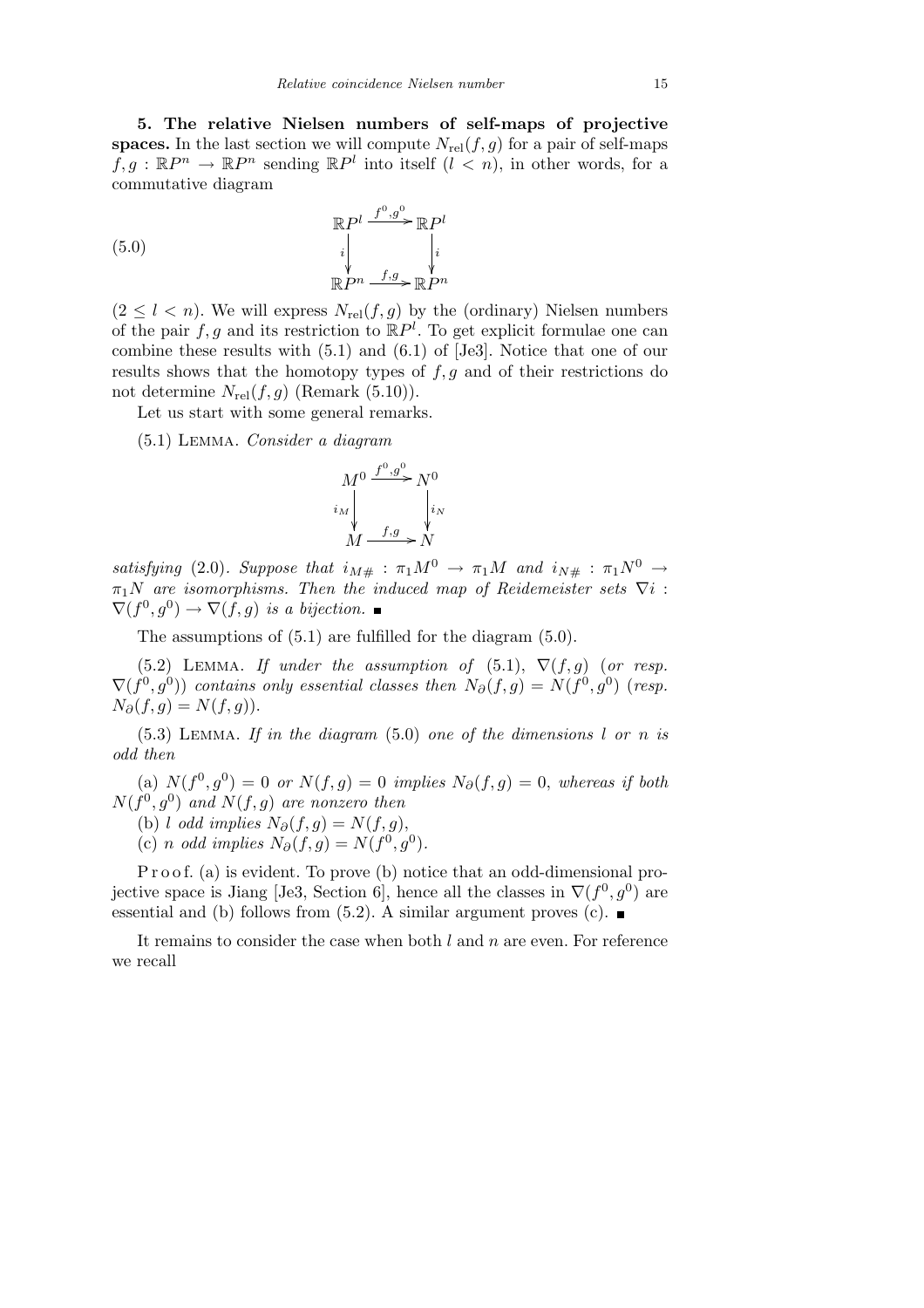**5. The relative Nielsen numbers of self-maps of projective spaces.** In the last section we will compute $N_{\mathrm{rel}}(f,g)$ for a pair of self-maps $f,g : \mathbb{R}P^n \to \mathbb{R}P^n$ sending $\mathbb{R}P^l$ into itself ($l < n$), in other words, for a commutative diagram

$$\begin{array}{ccc} \mathbb{R}P^l & \xrightarrow{f^0,g^0} & \mathbb{R}P^l \\ {\scriptstyle i}\downarrow & & \downarrow{\scriptstyle i} \\ \mathbb{R}P^n & \xrightarrow{f,g} & \mathbb{R}P^n \end{array} \tag{5.0}$$

($2 \le l < n$). We will express $N_{\mathrm{rel}}(f,g)$ by the (ordinary) Nielsen numbers of the pair $f,g$ and its restriction to $\mathbb{R}P^l$. To get explicit formulae one can combine these results with (5.1) and (6.1) of [Je3]. Notice that one of our results shows that the homotopy types of $f,g$ and of their restrictions do not determine $N_{\mathrm{rel}}(f,g)$ (Remark (5.10)).

Let us start with some general remarks.

(5.1) Lemma. *Consider a diagram*

$$\begin{array}{ccc} M^0 & \xrightarrow{f^0,g^0} & N^0 \\ {\scriptstyle i_M}\downarrow & & \downarrow{\scriptstyle i_N} \\ M & \xrightarrow{f,g} & N \end{array}$$

*satisfying* (2.0). *Suppose that* $i_{M\#} : \pi_1 M^0 \to \pi_1 M$ *and* $i_{N\#} : \pi_1 N^0 \to \pi_1 N$ *are isomorphisms. Then the induced map of Reidemeister sets* $\nabla i : \nabla(f^0,g^0) \to \nabla(f,g)$ *is a bijection.* ∎

The assumptions of (5.1) are fulfilled for the diagram (5.0).

(5.2) Lemma. *If under the assumption of* (5.1), $\nabla(f,g)$ (*or resp.* $\nabla(f^0,g^0)$) *contains only essential classes then* $N_\partial(f,g) = N(f^0,g^0)$ (*resp.* $N_\partial(f,g) = N(f,g)$).

(5.3) Lemma. *If in the diagram* (5.0) *one of the dimensions* $l$ *or* $n$ *is odd then*

(a) $N(f^0,g^0) = 0$ *or* $N(f,g) = 0$ *implies* $N_\partial(f,g) = 0$, *whereas if both* $N(f^0,g^0)$ *and* $N(f,g)$ *are nonzero then*

(b) $l$ *odd implies* $N_\partial(f,g) = N(f,g)$,

(c) $n$ *odd implies* $N_\partial(f,g) = N(f^0,g^0)$.

Proof. (a) is evident. To prove (b) notice that an odd-dimensional projective space is Jiang [Je3, Section 6], hence all the classes in $\nabla(f^0,g^0)$ are essential and (b) follows from (5.2). A similar argument proves (c). ∎

It remains to consider the case when both $l$ and $n$ are even. For reference we recall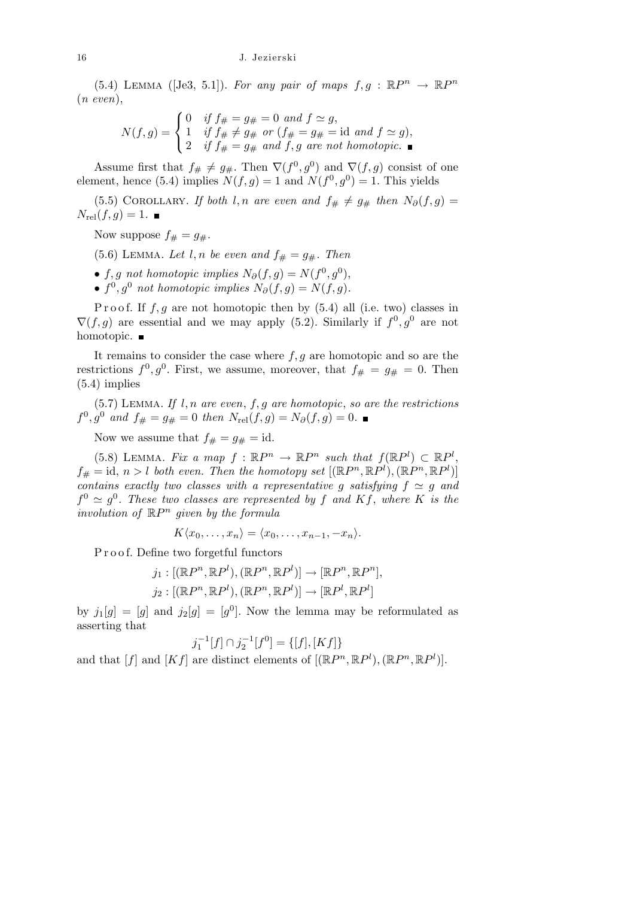(5.4) Lemma ([Je3, 5.1]). *For any pair of maps $f, g : \mathbb{R}P^n \to \mathbb{R}P^n$ ($n$ even),*

$$N(f,g) = \begin{cases} 0 & \text{if } f_\# = g_\# = 0 \text{ and } f \simeq g, \\ 1 & \text{if } f_\# \neq g_\# \text{ or } (f_\# = g_\# = \mathrm{id} \text{ and } f \simeq g), \\ 2 & \text{if } f_\# = g_\# \text{ and } f, g \text{ are not homotopic.} \end{cases}$$

Assume first that $f_\# \neq g_\#$. Then $\nabla(f^0, g^0)$ and $\nabla(f, g)$ consist of one element, hence (5.4) implies $N(f, g) = 1$ and $N(f^0, g^0) = 1$. This yields

(5.5) Corollary. *If both $l, n$ are even and $f_\# \neq g_\#$ then $N_\partial(f, g) = N_{\mathrm{rel}}(f, g) = 1$.*

Now suppose $f_\# = g_\#$.

(5.6) Lemma. *Let $l, n$ be even and $f_\# = g_\#$. Then*

- *$f, g$ not homotopic implies $N_\partial(f, g) = N(f^0, g^0)$,*
- *$f^0, g^0$ not homotopic implies $N_\partial(f, g) = N(f, g)$.*

Proof. If $f, g$ are not homotopic then by (5.4) all (i.e. two) classes in $\nabla(f, g)$ are essential and we may apply (5.2). Similarly if $f^0, g^0$ are not homotopic.

It remains to consider the case where $f, g$ are homotopic and so are the restrictions $f^0, g^0$. First, we assume, moreover, that $f_\# = g_\# = 0$. Then (5.4) implies

(5.7) Lemma. *If $l, n$ are even, $f, g$ are homotopic, so are the restrictions $f^0, g^0$ and $f_\# = g_\# = 0$ then $N_{\mathrm{rel}}(f, g) = N_\partial(f, g) = 0$.*

Now we assume that $f_\# = g_\# = \mathrm{id}$.

(5.8) Lemma. *Fix a map $f : \mathbb{R}P^n \to \mathbb{R}P^n$ such that $f(\mathbb{R}P^l) \subset \mathbb{R}P^l$, $f_\# = \mathrm{id}$, $n > l$ both even. Then the homotopy set $[(\mathbb{R}P^n, \mathbb{R}P^l), (\mathbb{R}P^n, \mathbb{R}P^l)]$ contains exactly two classes with a representative $g$ satisfying $f \simeq g$ and $f^0 \simeq g^0$. These two classes are represented by $f$ and $Kf$, where $K$ is the involution of $\mathbb{R}P^n$ given by the formula*

$$K\langle x_0, \ldots, x_n \rangle = \langle x_0, \ldots, x_{n-1}, -x_n \rangle.$$

Proof. Define two forgetful functors

$$j_1 : [(\mathbb{R}P^n, \mathbb{R}P^l), (\mathbb{R}P^n, \mathbb{R}P^l)] \to [\mathbb{R}P^n, \mathbb{R}P^n],$$
$$j_2 : [(\mathbb{R}P^n, \mathbb{R}P^l), (\mathbb{R}P^n, \mathbb{R}P^l)] \to [\mathbb{R}P^l, \mathbb{R}P^l]$$

by $j_1[g] = [g]$ and $j_2[g] = [g^0]$. Now the lemma may be reformulated as asserting that

$$j_1^{-1}[f] \cap j_2^{-1}[f^0] = \{[f], [Kf]\}$$

and that $[f]$ and $[Kf]$ are distinct elements of $[(\mathbb{R}P^n, \mathbb{R}P^l), (\mathbb{R}P^n, \mathbb{R}P^l)]$.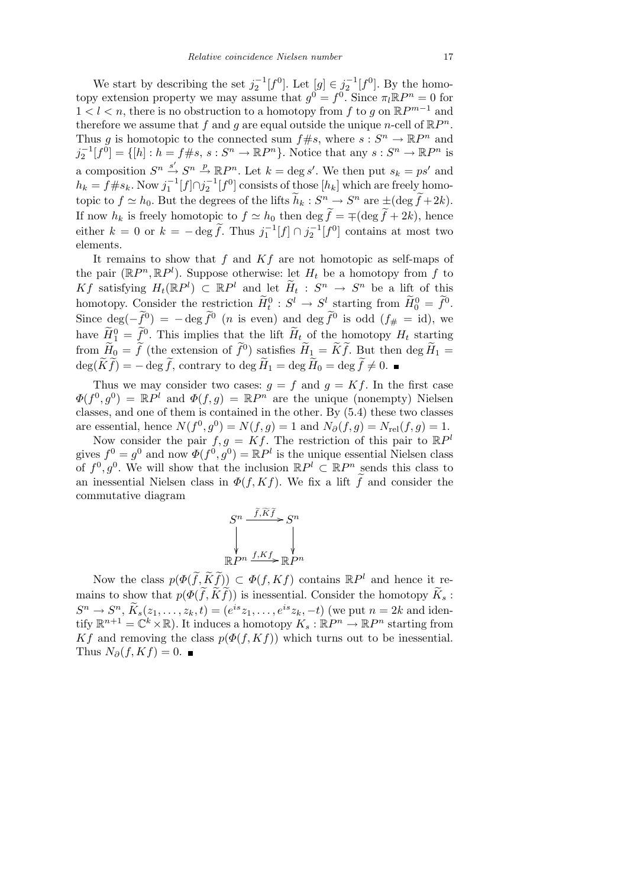We start by describing the set $j_2^{-1}[f^0]$. Let $[g] \in j_2^{-1}[f^0]$. By the homotopy extension property we may assume that $g^0 = f^0$. Since $\pi_l \mathbb{R}P^n = 0$ for $1 < l < n$, there is no obstruction to a homotopy from $f$ to $g$ on $\mathbb{R}P^{m-1}$ and therefore we assume that $f$ and $g$ are equal outside the unique $n$-cell of $\mathbb{R}P^n$. Thus $g$ is homotopic to the connected sum $f\#s$, where $s : S^n \to \mathbb{R}P^n$ and $j_2^{-1}[f^0] = \{[h] : h = f\#s,\ s : S^n \to \mathbb{R}P^n\}$. Notice that any $s : S^n \to \mathbb{R}P^n$ is a composition $S^n \xrightarrow{s'} S^n \xrightarrow{p} \mathbb{R}P^n$. Let $k = \deg s'$. We then put $s_k = ps'$ and $h_k = f\#s_k$. Now $j_1^{-1}[f] \cap j_2^{-1}[f^0]$ consists of those $[h_k]$ which are freely homotopic to $f \simeq h_0$. But the degrees of the lifts $\widetilde{h}_k : S^n \to S^n$ are $\pm(\deg \widetilde{f} + 2k)$. If now $h_k$ is freely homotopic to $f \simeq h_0$ then $\deg \widetilde{f} = \mp(\deg \widetilde{f} + 2k)$, hence either $k = 0$ or $k = -\deg \widetilde{f}$. Thus $j_1^{-1}[f] \cap j_2^{-1}[f^0]$ contains at most two elements.

It remains to show that $f$ and $Kf$ are not homotopic as self-maps of the pair $(\mathbb{R}P^n, \mathbb{R}P^l)$. Suppose otherwise: let $H_t$ be a homotopy from $f$ to $Kf$ satisfying $H_t(\mathbb{R}P^l) \subset \mathbb{R}P^l$ and let $\widetilde{H}_t : S^n \to S^n$ be a lift of this homotopy. Consider the restriction $\widetilde{H}_t^0 : S^l \to S^l$ starting from $\widetilde{H}_0^0 = \widetilde{f}^0$. Since $\deg(-\widetilde{f}^0) = -\deg \widetilde{f}^0$ ($n$ is even) and $\deg \widetilde{f}^0$ is odd ($f_\# = \mathrm{id}$), we have $\widetilde{H}_1^0 = \widetilde{f}^0$. This implies that the lift $\widetilde{H}_t$ of the homotopy $H_t$ starting from $\widetilde{H}_0 = \widetilde{f}$ (the extension of $\widetilde{f}^0$) satisfies $\widetilde{H}_1 = \widetilde{K}\widetilde{f}$. But then $\deg \widetilde{H}_1 = \deg(\widetilde{K}\widetilde{f}) = -\deg \widetilde{f}$, contrary to $\deg \widetilde{H}_1 = \deg \widetilde{H}_0 = \deg \widetilde{f} \neq 0$. ∎

Thus we may consider two cases: $g = f$ and $g = Kf$. In the first case $\Phi(f^0, g^0) = \mathbb{R}P^l$ and $\Phi(f, g) = \mathbb{R}P^n$ are the unique (nonempty) Nielsen classes, and one of them is contained in the other. By (5.4) these two classes are essential, hence $N(f^0, g^0) = N(f, g) = 1$ and $N_\partial(f, g) = N_{\mathrm{rel}}(f, g) = 1$.

Now consider the pair $f, g = Kf$. The restriction of this pair to $\mathbb{R}P^l$ gives $f^0 = g^0$ and now $\Phi(f^0, g^0) = \mathbb{R}P^l$ is the unique essential Nielsen class of $f^0, g^0$. We will show that the inclusion $\mathbb{R}P^l \subset \mathbb{R}P^n$ sends this class to an inessential Nielsen class in $\Phi(f, Kf)$. We fix a lift $\widetilde{f}$ and consider the commutative diagram

$$
\begin{array}{ccc}
S^n & \xrightarrow{\widetilde{f}, \widetilde{K}\widetilde{f}} & S^n \\
\big\downarrow & & \big\downarrow \\
\mathbb{R}P^n & \xrightarrow{f, Kf} & \mathbb{R}P^n
\end{array}
$$

Now the class $p(\Phi(\widetilde{f}, \widetilde{K}\widetilde{f})) \subset \Phi(f, Kf)$ contains $\mathbb{R}P^l$ and hence it remains to show that $p(\Phi(\widetilde{f}, \widetilde{K}\widetilde{f}))$ is inessential. Consider the homotopy $\widetilde{K}_s : S^n \to S^n$, $\widetilde{K}_s(z_1, \ldots, z_k, t) = (e^{is}z_1, \ldots, e^{is}z_k, -t)$ (we put $n = 2k$ and identify $\mathbb{R}^{n+1} = \mathbb{C}^k \times \mathbb{R}$). It induces a homotopy $K_s : \mathbb{R}P^n \to \mathbb{R}P^n$ starting from $Kf$ and removing the class $p(\Phi(f, Kf))$ which turns out to be inessential. Thus $N_\partial(f, Kf) = 0$. ∎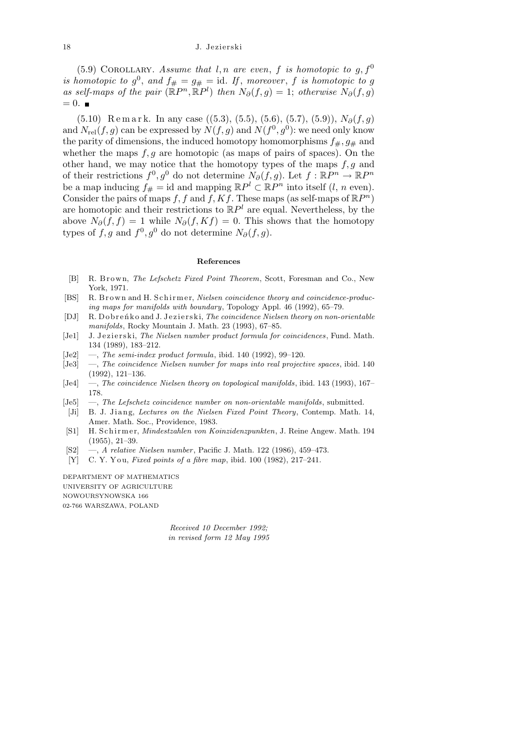(5.9) Corollary. *Assume that $l, n$ are even, $f$ is homotopic to $g$, $f^0$ is homotopic to $g^0$, and $f_\# = g_\# = \mathrm{id}$. If, moreover, $f$ is homotopic to $g$ as self-maps of the pair $(\mathbb{R}P^n, \mathbb{R}P^l)$ then $N_\partial(f,g) = 1$; otherwise $N_\partial(f,g) = 0$.* ∎

(5.10) Remark. In any case ((5.3), (5.5), (5.6), (5.7), (5.9)), $N_\partial(f,g)$ and $N_{\mathrm{rel}}(f,g)$ can be expressed by $N(f,g)$ and $N(f^0,g^0)$: we need only know the parity of dimensions, the induced homotopy homomorphisms $f_\#, g_\#$ and whether the maps $f, g$ are homotopic (as maps of pairs of spaces). On the other hand, we may notice that the homotopy types of the maps $f, g$ and of their restrictions $f^0, g^0$ do not determine $N_\partial(f,g)$. Let $f : \mathbb{R}P^n \to \mathbb{R}P^n$ be a map inducing $f_\# = \mathrm{id}$ and mapping $\mathbb{R}P^l \subset \mathbb{R}P^n$ into itself ($l$, $n$ even). Consider the pairs of maps $f, f$ and $f, Kf$. These maps (as self-maps of $\mathbb{R}P^n$) are homotopic and their restrictions to $\mathbb{R}P^l$ are equal. Nevertheless, by the above $N_\partial(f,f) = 1$ while $N_\partial(f,Kf) = 0$. This shows that the homotopy types of $f, g$ and $f^0, g^0$ do not determine $N_\partial(f,g)$.

## References

- [B] R. Brown, *The Lefschetz Fixed Point Theorem*, Scott, Foresman and Co., New York, 1971.
- [BS] R. Brown and H. Schirmer, *Nielsen coincidence theory and coincidence-producing maps for manifolds with boundary*, Topology Appl. 46 (1992), 65–79.
- [DJ] R. Dobreńko and J. Jezierski, *The coincidence Nielsen theory on non-orientable manifolds*, Rocky Mountain J. Math. 23 (1993), 67–85.
- [Je1] J. Jezierski, *The Nielsen number product formula for coincidences*, Fund. Math. 134 (1989), 183–212.
- [Je2] —, *The semi-index product formula*, ibid. 140 (1992), 99–120.
- [Je3] —, *The coincidence Nielsen number for maps into real projective spaces*, ibid. 140 (1992), 121–136.
- [Je4] —, *The coincidence Nielsen theory on topological manifolds*, ibid. 143 (1993), 167–178.
- [Je5] —, *The Lefschetz coincidence number on non-orientable manifolds*, submitted.
- [Ji] B. J. Jiang, *Lectures on the Nielsen Fixed Point Theory*, Contemp. Math. 14, Amer. Math. Soc., Providence, 1983.
- [S1] H. Schirmer, *Mindestzahlen von Koinzidenzpunkten*, J. Reine Angew. Math. 194 (1955), 21–39.
- [S2] —, *A relative Nielsen number*, Pacific J. Math. 122 (1986), 459–473.
- [Y] C. Y. You, *Fixed points of a fibre map*, ibid. 100 (1982), 217–241.

DEPARTMENT OF MATHEMATICS
UNIVERSITY OF AGRICULTURE
NOWOURSYNOWSKA 166
02-766 WARSZAWA, POLAND

*Received 10 December 1992;*
*in revised form 12 May 1995*